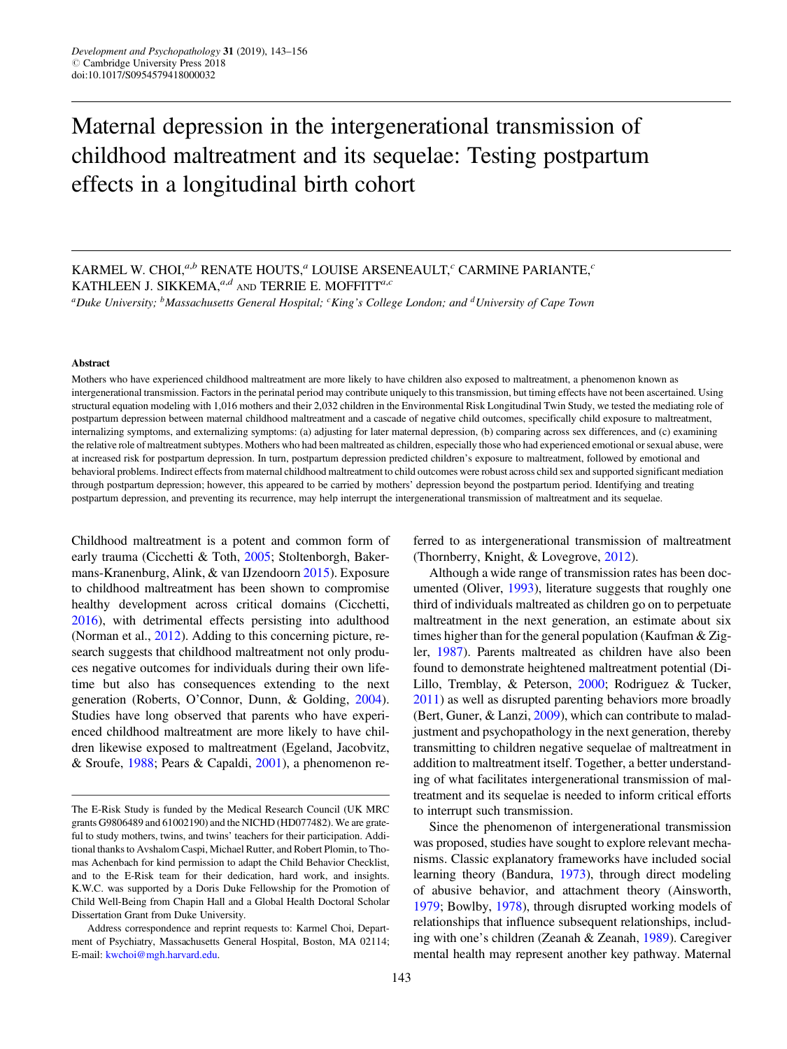# Maternal depression in the intergenerational transmission of childhood maltreatment and its sequelae: Testing postpartum effects in a longitudinal birth cohort

KARMEL W. CHOI,[a,b] RENATE HOUTS,[a] LOUISE ARSENEAULT,[c] CARMINE PARIANTE,[c] KATHLEEN J. SIKKEMA,[a,d] AND TERRIE E. MOFFITT[a,c]

[a]Duke University; [b]Massachusetts General Hospital; [c]King's College London; and [d]University of Cape Town

#### Abstract

Mothers who have experienced childhood maltreatment are more likely to have children also exposed to maltreatment, a phenomenon known as intergenerational transmission. Factors in the perinatal period may contribute uniquely to this transmission, but timing effects have not been ascertained. Using structural equation modeling with 1,016 mothers and their 2,032 children in the Environmental Risk Longitudinal Twin Study, we tested the mediating role of postpartum depression between maternal childhood maltreatment and a cascade of negative child outcomes, specifically child exposure to maltreatment, internalizing symptoms, and externalizing symptoms: (a) adjusting for later maternal depression, (b) comparing across sex differences, and (c) examining the relative role of maltreatment subtypes. Mothers who had been maltreated as children, especially those who had experienced emotional or sexual abuse, were at increased risk for postpartum depression. In turn, postpartum depression predicted children's exposure to maltreatment, followed by emotional and behavioral problems. Indirect effects from maternal childhood maltreatment to child outcomes were robust across child sex and supported significant mediation through postpartum depression; however, this appeared to be carried by mothers' depression beyond the postpartum period. Identifying and treating postpartum depression, and preventing its recurrence, may help interrupt the intergenerational transmission of maltreatment and its sequelae.

Childhood maltreatment is a potent and common form of early trauma (Cicchetti & Toth, 2005; Stoltenborgh, Bakermans-Kranenburg, Alink, & van IJzendoorn 2015). Exposure to childhood maltreatment has been shown to compromise healthy development across critical domains (Cicchetti, 2016), with detrimental effects persisting into adulthood (Norman et al., 2012). Adding to this concerning picture, research suggests that childhood maltreatment not only produces negative outcomes for individuals during their own lifetime but also has consequences extending to the next generation (Roberts, O'Connor, Dunn, & Golding, 2004). Studies have long observed that parents who have experienced childhood maltreatment are more likely to have children likewise exposed to maltreatment (Egeland, Jacobvitz, & Sroufe, 1988; Pears & Capaldi, 2001), a phenomenon referred to as intergenerational transmission of maltreatment (Thornberry, Knight, & Lovegrove, 2012).

Although a wide range of transmission rates has been documented (Oliver, 1993), literature suggests that roughly one third of individuals maltreated as children go on to perpetuate maltreatment in the next generation, an estimate about six times higher than for the general population (Kaufman & Zigler, 1987). Parents maltreated as children have also been found to demonstrate heightened maltreatment potential (DiLillo, Tremblay, & Peterson, 2000; Rodriguez & Tucker, 2011) as well as disrupted parenting behaviors more broadly (Bert, Guner, & Lanzi, 2009), which can contribute to maladjustment and psychopathology in the next generation, thereby transmitting to children negative sequelae of maltreatment in addition to maltreatment itself. Together, a better understanding of what facilitates intergenerational transmission of maltreatment and its sequelae is needed to inform critical efforts to interrupt such transmission.

Since the phenomenon of intergenerational transmission was proposed, studies have sought to explore relevant mechanisms. Classic explanatory frameworks have included social learning theory (Bandura, 1973), through direct modeling of abusive behavior, and attachment theory (Ainsworth, 1979; Bowlby, 1978), through disrupted working models of relationships that influence subsequent relationships, including with one's children (Zeanah & Zeanah, 1989). Caregiver mental health may represent another key pathway. Maternal

The E-Risk Study is funded by the Medical Research Council (UK MRC grants G9806489 and 61002190) and the NICHD (HD077482). We are grateful to study mothers, twins, and twins' teachers for their participation. Additional thanks to Avshalom Caspi, Michael Rutter, and Robert Plomin, to Thomas Achenbach for kind permission to adapt the Child Behavior Checklist, and to the E-Risk team for their dedication, hard work, and insights. K.W.C. was supported by a Doris Duke Fellowship for the Promotion of Child Well-Being from Chapin Hall and a Global Health Doctoral Scholar Dissertation Grant from Duke University.

Address correspondence and reprint requests to: Karmel Choi, Department of Psychiatry, Massachusetts General Hospital, Boston, MA 02114; E-mail: kwchoi@mgh.harvard.edu.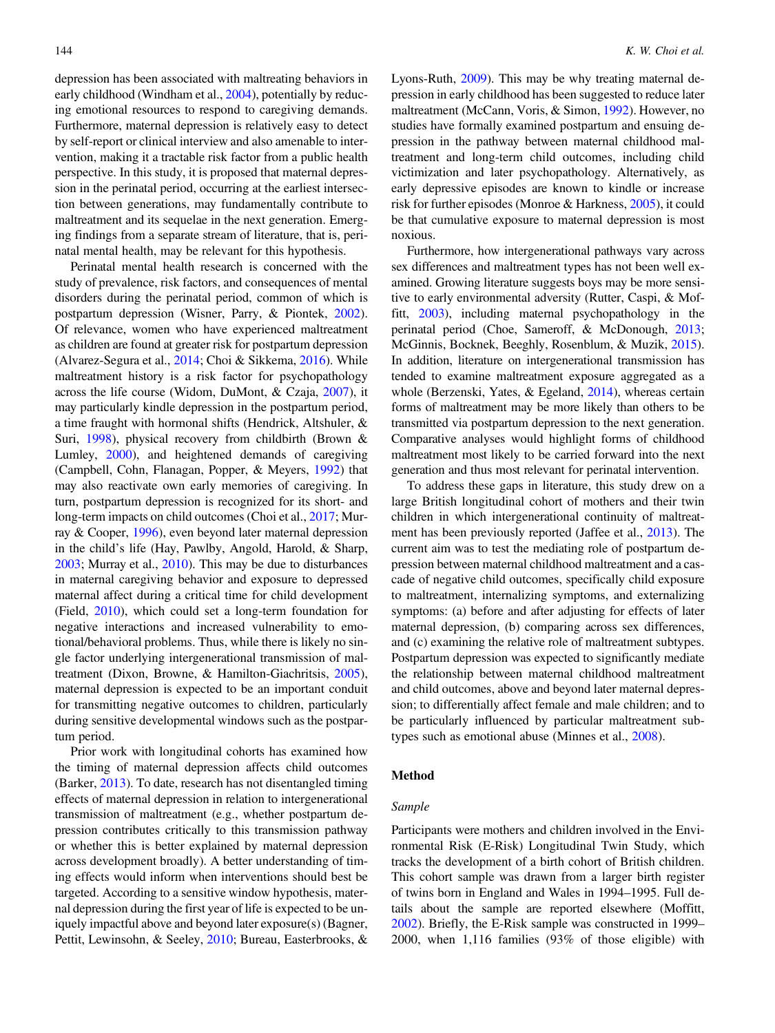depression has been associated with maltreating behaviors in early childhood (Windham et al., 2004), potentially by reducing emotional resources to respond to caregiving demands. Furthermore, maternal depression is relatively easy to detect by self-report or clinical interview and also amenable to intervention, making it a tractable risk factor from a public health perspective. In this study, it is proposed that maternal depression in the perinatal period, occurring at the earliest intersection between generations, may fundamentally contribute to maltreatment and its sequelae in the next generation. Emerging findings from a separate stream of literature, that is, perinatal mental health, may be relevant for this hypothesis.

Perinatal mental health research is concerned with the study of prevalence, risk factors, and consequences of mental disorders during the perinatal period, common of which is postpartum depression (Wisner, Parry, & Piontek, 2002). Of relevance, women who have experienced maltreatment as children are found at greater risk for postpartum depression (Alvarez-Segura et al., 2014; Choi & Sikkema, 2016). While maltreatment history is a risk factor for psychopathology across the life course (Widom, DuMont, & Czaja, 2007), it may particularly kindle depression in the postpartum period, a time fraught with hormonal shifts (Hendrick, Altshuler, & Suri, 1998), physical recovery from childbirth (Brown & Lumley, 2000), and heightened demands of caregiving (Campbell, Cohn, Flanagan, Popper, & Meyers, 1992) that may also reactivate own early memories of caregiving. In turn, postpartum depression is recognized for its short- and long-term impacts on child outcomes (Choi et al., 2017; Murray & Cooper, 1996), even beyond later maternal depression in the child's life (Hay, Pawlby, Angold, Harold, & Sharp, 2003; Murray et al., 2010). This may be due to disturbances in maternal caregiving behavior and exposure to depressed maternal affect during a critical time for child development (Field, 2010), which could set a long-term foundation for negative interactions and increased vulnerability to emotional/behavioral problems. Thus, while there is likely no single factor underlying intergenerational transmission of maltreatment (Dixon, Browne, & Hamilton-Giachritsis, 2005), maternal depression is expected to be an important conduit for transmitting negative outcomes to children, particularly during sensitive developmental windows such as the postpartum period.

Prior work with longitudinal cohorts has examined how the timing of maternal depression affects child outcomes (Barker, 2013). To date, research has not disentangled timing effects of maternal depression in relation to intergenerational transmission of maltreatment (e.g., whether postpartum depression contributes critically to this transmission pathway or whether this is better explained by maternal depression across development broadly). A better understanding of timing effects would inform when interventions should best be targeted. According to a sensitive window hypothesis, maternal depression during the first year of life is expected to be uniquely impactful above and beyond later exposure(s) (Bagner, Pettit, Lewinsohn, & Seeley, 2010; Bureau, Easterbrooks, & Lyons-Ruth, 2009). This may be why treating maternal depression in early childhood has been suggested to reduce later maltreatment (McCann, Voris, & Simon, 1992). However, no studies have formally examined postpartum and ensuing depression in the pathway between maternal childhood maltreatment and long-term child outcomes, including child victimization and later psychopathology. Alternatively, as early depressive episodes are known to kindle or increase risk for further episodes (Monroe & Harkness, 2005), it could be that cumulative exposure to maternal depression is most noxious.

Furthermore, how intergenerational pathways vary across sex differences and maltreatment types has not been well examined. Growing literature suggests boys may be more sensitive to early environmental adversity (Rutter, Caspi, & Moffitt, 2003), including maternal psychopathology in the perinatal period (Choe, Sameroff, & McDonough, 2013; McGinnis, Bocknek, Beeghly, Rosenblum, & Muzik, 2015). In addition, literature on intergenerational transmission has tended to examine maltreatment exposure aggregated as a whole (Berzenski, Yates, & Egeland, 2014), whereas certain forms of maltreatment may be more likely than others to be transmitted via postpartum depression to the next generation. Comparative analyses would highlight forms of childhood maltreatment most likely to be carried forward into the next generation and thus most relevant for perinatal intervention.

To address these gaps in literature, this study drew on a large British longitudinal cohort of mothers and their twin children in which intergenerational continuity of maltreatment has been previously reported (Jaffee et al., 2013). The current aim was to test the mediating role of postpartum depression between maternal childhood maltreatment and a cascade of negative child outcomes, specifically child exposure to maltreatment, internalizing symptoms, and externalizing symptoms: (a) before and after adjusting for effects of later maternal depression, (b) comparing across sex differences, and (c) examining the relative role of maltreatment subtypes. Postpartum depression was expected to significantly mediate the relationship between maternal childhood maltreatment and child outcomes, above and beyond later maternal depression; to differentially affect female and male children; and to be particularly influenced by particular maltreatment subtypes such as emotional abuse (Minnes et al., 2008).

## Method

### *Sample*

Participants were mothers and children involved in the Environmental Risk (E-Risk) Longitudinal Twin Study, which tracks the development of a birth cohort of British children. This cohort sample was drawn from a larger birth register of twins born in England and Wales in 1994–1995. Full details about the sample are reported elsewhere (Moffitt, 2002). Briefly, the E-Risk sample was constructed in 1999–2000, when 1,116 families (93% of those eligible) with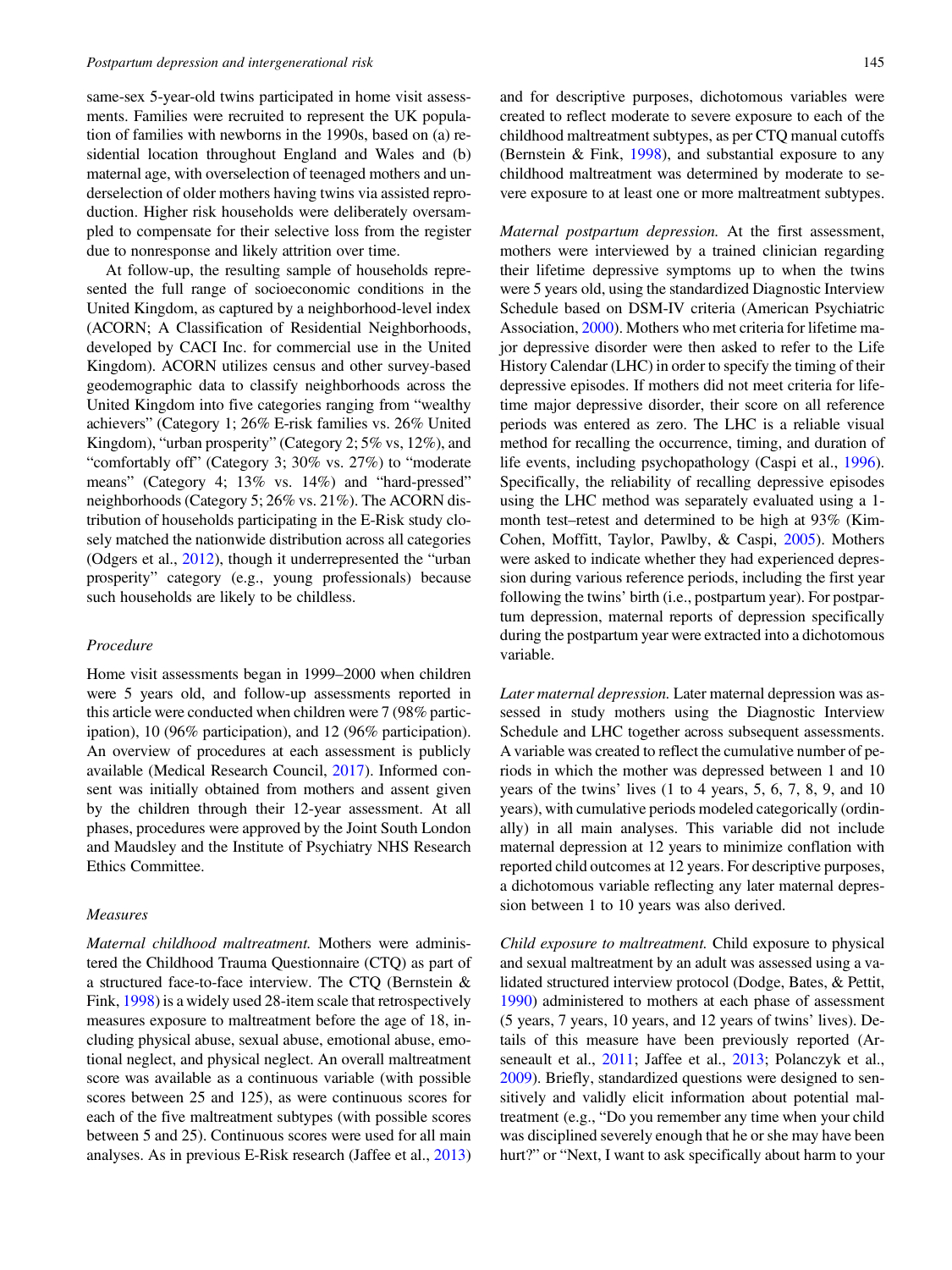same-sex 5-year-old twins participated in home visit assessments. Families were recruited to represent the UK population of families with newborns in the 1990s, based on (a) residential location throughout England and Wales and (b) maternal age, with overselection of teenaged mothers and underselection of older mothers having twins via assisted reproduction. Higher risk households were deliberately oversampled to compensate for their selective loss from the register due to nonresponse and likely attrition over time.

At follow-up, the resulting sample of households represented the full range of socioeconomic conditions in the United Kingdom, as captured by a neighborhood-level index (ACORN; A Classification of Residential Neighborhoods, developed by CACI Inc. for commercial use in the United Kingdom). ACORN utilizes census and other survey-based geodemographic data to classify neighborhoods across the United Kingdom into five categories ranging from "wealthy achievers" (Category 1; 26% E-risk families vs. 26% United Kingdom), "urban prosperity" (Category 2; 5% vs, 12%), and "comfortably off" (Category 3; 30% vs. 27%) to "moderate means" (Category 4; 13% vs. 14%) and "hard-pressed" neighborhoods (Category 5; 26% vs. 21%). The ACORN distribution of households participating in the E-Risk study closely matched the nationwide distribution across all categories (Odgers et al., 2012), though it underrepresented the "urban prosperity" category (e.g., young professionals) because such households are likely to be childless.

### Procedure

Home visit assessments began in 1999–2000 when children were 5 years old, and follow-up assessments reported in this article were conducted when children were 7 (98% participation), 10 (96% participation), and 12 (96% participation). An overview of procedures at each assessment is publicly available (Medical Research Council, 2017). Informed consent was initially obtained from mothers and assent given by the children through their 12-year assessment. At all phases, procedures were approved by the Joint South London and Maudsley and the Institute of Psychiatry NHS Research Ethics Committee.

### Measures

*Maternal childhood maltreatment.* Mothers were administered the Childhood Trauma Questionnaire (CTQ) as part of a structured face-to-face interview. The CTQ (Bernstein & Fink, 1998) is a widely used 28-item scale that retrospectively measures exposure to maltreatment before the age of 18, including physical abuse, sexual abuse, emotional abuse, emotional neglect, and physical neglect. An overall maltreatment score was available as a continuous variable (with possible scores between 25 and 125), as were continuous scores for each of the five maltreatment subtypes (with possible scores between 5 and 25). Continuous scores were used for all main analyses. As in previous E-Risk research (Jaffee et al., 2013) and for descriptive purposes, dichotomous variables were created to reflect moderate to severe exposure to each of the childhood maltreatment subtypes, as per CTQ manual cutoffs (Bernstein & Fink, 1998), and substantial exposure to any childhood maltreatment was determined by moderate to severe exposure to at least one or more maltreatment subtypes.

*Maternal postpartum depression.* At the first assessment, mothers were interviewed by a trained clinician regarding their lifetime depressive symptoms up to when the twins were 5 years old, using the standardized Diagnostic Interview Schedule based on DSM-IV criteria (American Psychiatric Association, 2000). Mothers who met criteria for lifetime major depressive disorder were then asked to refer to the Life History Calendar (LHC) in order to specify the timing of their depressive episodes. If mothers did not meet criteria for lifetime major depressive disorder, their score on all reference periods was entered as zero. The LHC is a reliable visual method for recalling the occurrence, timing, and duration of life events, including psychopathology (Caspi et al., 1996). Specifically, the reliability of recalling depressive episodes using the LHC method was separately evaluated using a 1-month test–retest and determined to be high at 93% (Kim-Cohen, Moffitt, Taylor, Pawlby, & Caspi, 2005). Mothers were asked to indicate whether they had experienced depression during various reference periods, including the first year following the twins' birth (i.e., postpartum year). For postpartum depression, maternal reports of depression specifically during the postpartum year were extracted into a dichotomous variable.

*Later maternal depression.* Later maternal depression was assessed in study mothers using the Diagnostic Interview Schedule and LHC together across subsequent assessments. A variable was created to reflect the cumulative number of periods in which the mother was depressed between 1 and 10 years of the twins' lives (1 to 4 years, 5, 6, 7, 8, 9, and 10 years), with cumulative periods modeled categorically (ordinally) in all main analyses. This variable did not include maternal depression at 12 years to minimize conflation with reported child outcomes at 12 years. For descriptive purposes, a dichotomous variable reflecting any later maternal depression between 1 to 10 years was also derived.

*Child exposure to maltreatment.* Child exposure to physical and sexual maltreatment by an adult was assessed using a validated structured interview protocol (Dodge, Bates, & Pettit, 1990) administered to mothers at each phase of assessment (5 years, 7 years, 10 years, and 12 years of twins' lives). Details of this measure have been previously reported (Arseneault et al., 2011; Jaffee et al., 2013; Polanczyk et al., 2009). Briefly, standardized questions were designed to sensitively and validly elicit information about potential maltreatment (e.g., "Do you remember any time when your child was disciplined severely enough that he or she may have been hurt?" or "Next, I want to ask specifically about harm to your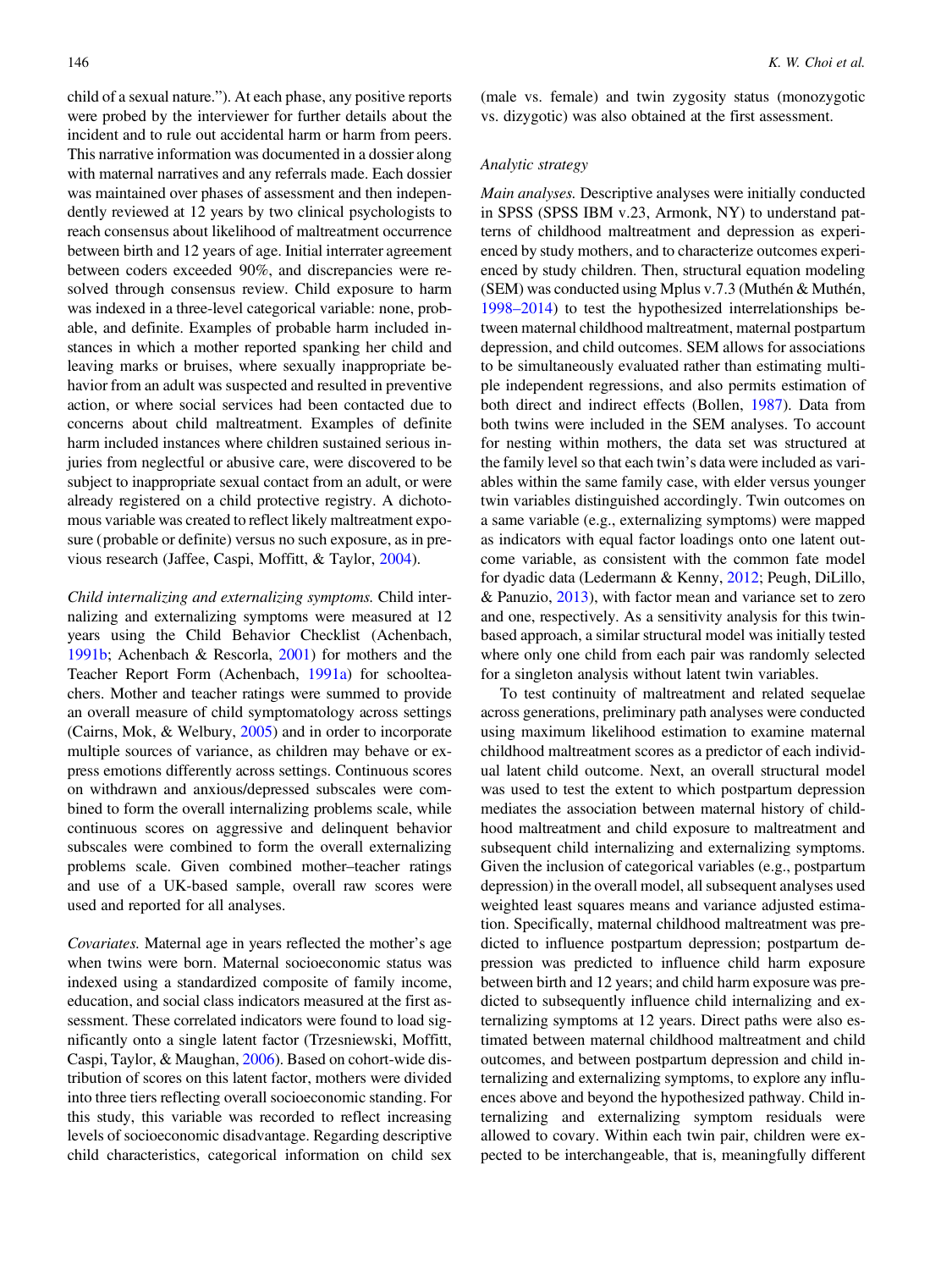child of a sexual nature."). At each phase, any positive reports were probed by the interviewer for further details about the incident and to rule out accidental harm or harm from peers. This narrative information was documented in a dossier along with maternal narratives and any referrals made. Each dossier was maintained over phases of assessment and then independently reviewed at 12 years by two clinical psychologists to reach consensus about likelihood of maltreatment occurrence between birth and 12 years of age. Initial interrater agreement between coders exceeded 90%, and discrepancies were resolved through consensus review. Child exposure to harm was indexed in a three-level categorical variable: none, probable, and definite. Examples of probable harm included instances in which a mother reported spanking her child and leaving marks or bruises, where sexually inappropriate behavior from an adult was suspected and resulted in preventive action, or where social services had been contacted due to concerns about child maltreatment. Examples of definite harm included instances where children sustained serious injuries from neglectful or abusive care, were discovered to be subject to inappropriate sexual contact from an adult, or were already registered on a child protective registry. A dichotomous variable was created to reflect likely maltreatment exposure (probable or definite) versus no such exposure, as in previous research (Jaffee, Caspi, Moffitt, & Taylor, 2004).

*Child internalizing and externalizing symptoms.* Child internalizing and externalizing symptoms were measured at 12 years using the Child Behavior Checklist (Achenbach, 1991b; Achenbach & Rescorla, 2001) for mothers and the Teacher Report Form (Achenbach, 1991a) for schoolteachers. Mother and teacher ratings were summed to provide an overall measure of child symptomatology across settings (Cairns, Mok, & Welbury, 2005) and in order to incorporate multiple sources of variance, as children may behave or express emotions differently across settings. Continuous scores on withdrawn and anxious/depressed subscales were combined to form the overall internalizing problems scale, while continuous scores on aggressive and delinquent behavior subscales were combined to form the overall externalizing problems scale. Given combined mother–teacher ratings and use of a UK-based sample, overall raw scores were used and reported for all analyses.

*Covariates.* Maternal age in years reflected the mother's age when twins were born. Maternal socioeconomic status was indexed using a standardized composite of family income, education, and social class indicators measured at the first assessment. These correlated indicators were found to load significantly onto a single latent factor (Trzesniewski, Moffitt, Caspi, Taylor, & Maughan, 2006). Based on cohort-wide distribution of scores on this latent factor, mothers were divided into three tiers reflecting overall socioeconomic standing. For this study, this variable was recorded to reflect increasing levels of socioeconomic disadvantage. Regarding descriptive child characteristics, categorical information on child sex (male vs. female) and twin zygosity status (monozygotic vs. dizygotic) was also obtained at the first assessment.

### Analytic strategy

*Main analyses.* Descriptive analyses were initially conducted in SPSS (SPSS IBM v.23, Armonk, NY) to understand patterns of childhood maltreatment and depression as experienced by study mothers, and to characterize outcomes experienced by study children. Then, structural equation modeling (SEM) was conducted using Mplus v.7.3 (Muthén & Muthén, 1998–2014) to test the hypothesized interrelationships between maternal childhood maltreatment, maternal postpartum depression, and child outcomes. SEM allows for associations to be simultaneously evaluated rather than estimating multiple independent regressions, and also permits estimation of both direct and indirect effects (Bollen, 1987). Data from both twins were included in the SEM analyses. To account for nesting within mothers, the data set was structured at the family level so that each twin's data were included as variables within the same family case, with elder versus younger twin variables distinguished accordingly. Twin outcomes on a same variable (e.g., externalizing symptoms) were mapped as indicators with equal factor loadings onto one latent outcome variable, as consistent with the common fate model for dyadic data (Ledermann & Kenny, 2012; Peugh, DiLillo, & Panuzio, 2013), with factor mean and variance set to zero and one, respectively. As a sensitivity analysis for this twin-based approach, a similar structural model was initially tested where only one child from each pair was randomly selected for a singleton analysis without latent twin variables.

To test continuity of maltreatment and related sequelae across generations, preliminary path analyses were conducted using maximum likelihood estimation to examine maternal childhood maltreatment scores as a predictor of each individual latent child outcome. Next, an overall structural model was used to test the extent to which postpartum depression mediates the association between maternal history of childhood maltreatment and child exposure to maltreatment and subsequent child internalizing and externalizing symptoms. Given the inclusion of categorical variables (e.g., postpartum depression) in the overall model, all subsequent analyses used weighted least squares means and variance adjusted estimation. Specifically, maternal childhood maltreatment was predicted to influence postpartum depression; postpartum depression was predicted to influence child harm exposure between birth and 12 years; and child harm exposure was predicted to subsequently influence child internalizing and externalizing symptoms at 12 years. Direct paths were also estimated between maternal childhood maltreatment and child outcomes, and between postpartum depression and child internalizing and externalizing symptoms, to explore any influences above and beyond the hypothesized pathway. Child internalizing and externalizing symptom residuals were allowed to covary. Within each twin pair, children were expected to be interchangeable, that is, meaningfully different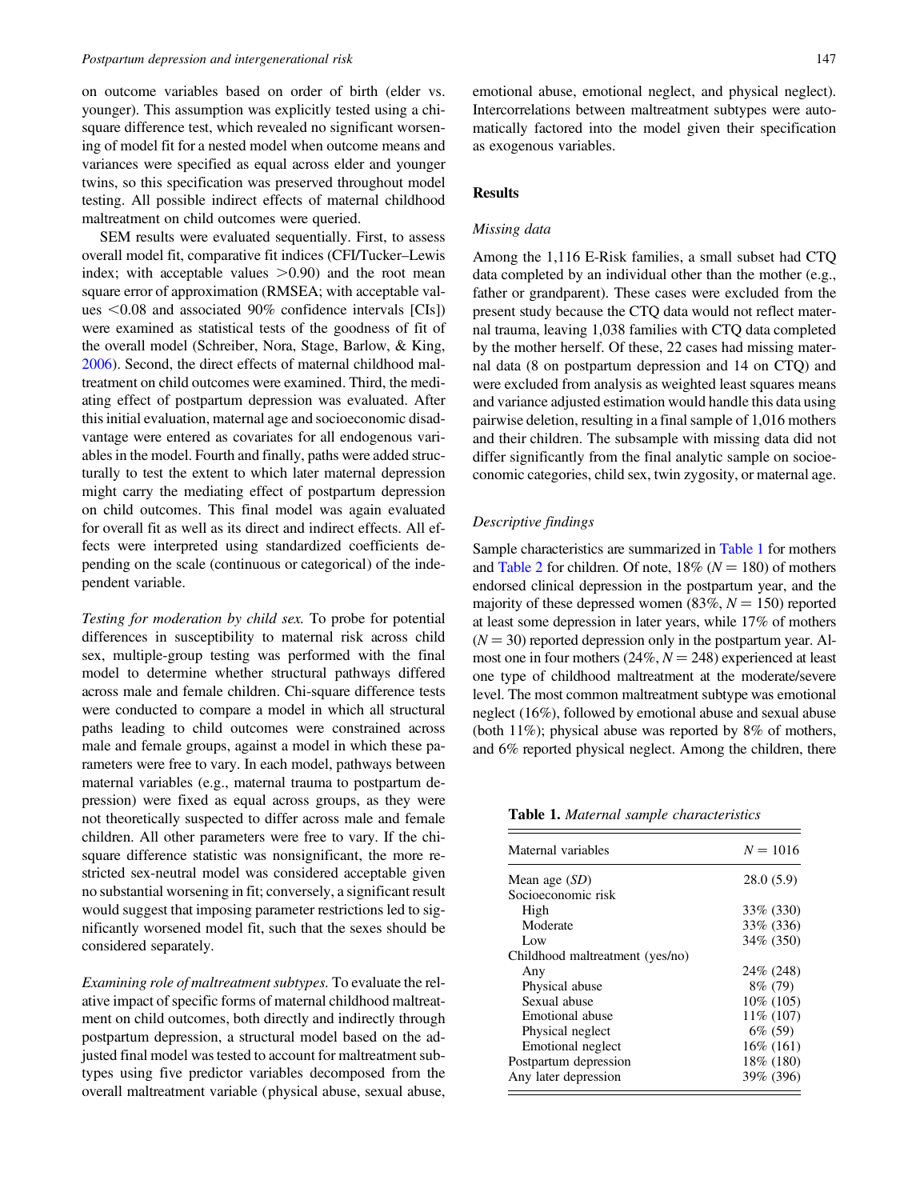on outcome variables based on order of birth (elder vs. younger). This assumption was explicitly tested using a chi-square difference test, which revealed no significant worsening of model fit for a nested model when outcome means and variances were specified as equal across elder and younger twins, so this specification was preserved throughout model testing. All possible indirect effects of maternal childhood maltreatment on child outcomes were queried.

SEM results were evaluated sequentially. First, to assess overall model fit, comparative fit indices (CFI/Tucker–Lewis index; with acceptable values >0.90) and the root mean square error of approximation (RMSEA; with acceptable values <0.08 and associated 90% confidence intervals [CIs]) were examined as statistical tests of the goodness of fit of the overall model (Schreiber, Nora, Stage, Barlow, & King, 2006). Second, the direct effects of maternal childhood maltreatment on child outcomes were examined. Third, the mediating effect of postpartum depression was evaluated. After this initial evaluation, maternal age and socioeconomic disadvantage were entered as covariates for all endogenous variables in the model. Fourth and finally, paths were added structurally to test the extent to which later maternal depression might carry the mediating effect of postpartum depression on child outcomes. This final model was again evaluated for overall fit as well as its direct and indirect effects. All effects were interpreted using standardized coefficients depending on the scale (continuous or categorical) of the independent variable.

*Testing for moderation by child sex.* To probe for potential differences in susceptibility to maternal risk across child sex, multiple-group testing was performed with the final model to determine whether structural pathways differed across male and female children. Chi-square difference tests were conducted to compare a model in which all structural paths leading to child outcomes were constrained across male and female groups, against a model in which these parameters were free to vary. In each model, pathways between maternal variables (e.g., maternal trauma to postpartum depression) were fixed as equal across groups, as they were not theoretically suspected to differ across male and female children. All other parameters were free to vary. If the chi-square difference statistic was nonsignificant, the more restricted sex-neutral model was considered acceptable given no substantial worsening in fit; conversely, a significant result would suggest that imposing parameter restrictions led to significantly worsened model fit, such that the sexes should be considered separately.

*Examining role of maltreatment subtypes.* To evaluate the relative impact of specific forms of maternal childhood maltreatment on child outcomes, both directly and indirectly through postpartum depression, a structural model based on the adjusted final model was tested to account for maltreatment subtypes using five predictor variables decomposed from the overall maltreatment variable (physical abuse, sexual abuse, emotional abuse, emotional neglect, and physical neglect). Intercorrelations between maltreatment subtypes were automatically factored into the model given their specification as exogenous variables.

## Results

### Missing data

Among the 1,116 E-Risk families, a small subset had CTQ data completed by an individual other than the mother (e.g., father or grandparent). These cases were excluded from the present study because the CTQ data would not reflect maternal trauma, leaving 1,038 families with CTQ data completed by the mother herself. Of these, 22 cases had missing maternal data (8 on postpartum depression and 14 on CTQ) and were excluded from analysis as weighted least squares means and variance adjusted estimation would handle this data using pairwise deletion, resulting in a final sample of 1,016 mothers and their children. The subsample with missing data did not differ significantly from the final analytic sample on socioeconomic categories, child sex, twin zygosity, or maternal age.

### Descriptive findings

Sample characteristics are summarized in Table 1 for mothers and Table 2 for children. Of note, 18% ($N = 180$) of mothers endorsed clinical depression in the postpartum year, and the majority of these depressed women (83%, $N = 150$) reported at least some depression in later years, while 17% of mothers ($N = 30$) reported depression only in the postpartum year. Almost one in four mothers (24%, $N = 248$) experienced at least one type of childhood maltreatment at the moderate/severe level. The most common maltreatment subtype was emotional neglect (16%), followed by emotional abuse and sexual abuse (both 11%); physical abuse was reported by 8% of mothers, and 6% reported physical neglect. Among the children, there

**Table 1.** *Maternal sample characteristics*

| Maternal variables | $N = 1016$ |
|---|---|
| Mean age (*SD*) | 28.0 (5.9) |
| Socioeconomic risk | |
| High | 33% (330) |
| Moderate | 33% (336) |
| Low | 34% (350) |
| Childhood maltreatment (yes/no) | |
| Any | 24% (248) |
| Physical abuse | 8% (79) |
| Sexual abuse | 10% (105) |
| Emotional abuse | 11% (107) |
| Physical neglect | 6% (59) |
| Emotional neglect | 16% (161) |
| Postpartum depression | 18% (180) |
| Any later depression | 39% (396) |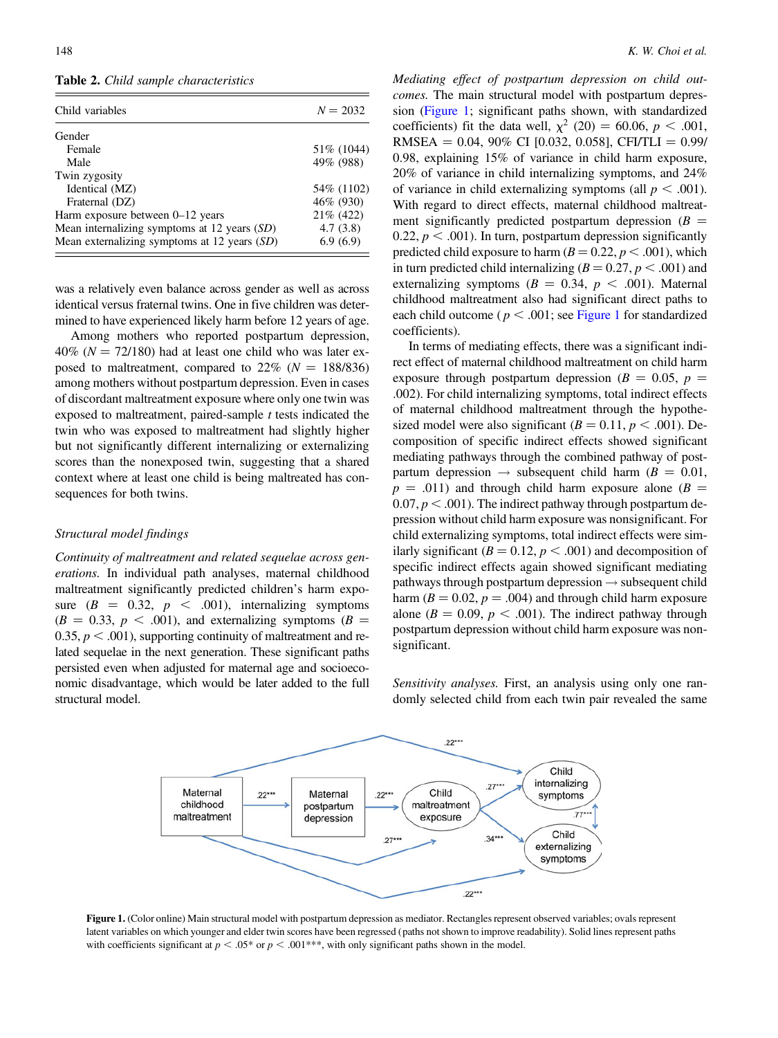**Table 2.** *Child sample characteristics*

| Child variables | $N = 2032$ |
|---|---|
| Gender | |
| Female | 51% (1044) |
| Male | 49% (988) |
| Twin zygosity | |
| Identical (MZ) | 54% (1102) |
| Fraternal (DZ) | 46% (930) |
| Harm exposure between 0–12 years | 21% (422) |
| Mean internalizing symptoms at 12 years (*SD*) | 4.7 (3.8) |
| Mean externalizing symptoms at 12 years (*SD*) | 6.9 (6.9) |

was a relatively even balance across gender as well as across identical versus fraternal twins. One in five children was determined to have experienced likely harm before 12 years of age.

Among mothers who reported postpartum depression, 40% ($N = 72/180$) had at least one child who was later exposed to maltreatment, compared to 22% ($N = 188/836$) among mothers without postpartum depression. Even in cases of discordant maltreatment exposure where only one twin was exposed to maltreatment, paired-sample $t$ tests indicated the twin who was exposed to maltreatment had slightly higher but not significantly different internalizing or externalizing scores than the nonexposed twin, suggesting that a shared context where at least one child is being maltreated has consequences for both twins.

### Structural model findings

*Continuity of maltreatment and related sequelae across generations.* In individual path analyses, maternal childhood maltreatment significantly predicted children's harm exposure ($B = 0.32$, $p < .001$), internalizing symptoms ($B = 0.33$, $p < .001$), and externalizing symptoms ($B = 0.35$, $p < .001$), supporting continuity of maltreatment and related sequelae in the next generation. These significant paths persisted even when adjusted for maternal age and socioeconomic disadvantage, which would be later added to the full structural model.

*Mediating effect of postpartum depression on child outcomes.* The main structural model with postpartum depression (Figure 1; significant paths shown, with standardized coefficients) fit the data well, $\chi^2$ (20) = 60.06, $p < .001$, RMSEA = 0.04, 90% CI [0.032, 0.058], CFI/TLI = 0.99/0.98, explaining 15% of variance in child harm exposure, 20% of variance in child internalizing symptoms, and 24% of variance in child externalizing symptoms (all $p < .001$). With regard to direct effects, maternal childhood maltreatment significantly predicted postpartum depression ($B = 0.22$, $p < .001$). In turn, postpartum depression significantly predicted child exposure to harm ($B = 0.22$, $p < .001$), which in turn predicted child internalizing ($B = 0.27$, $p < .001$) and externalizing symptoms ($B = 0.34$, $p < .001$). Maternal childhood maltreatment also had significant direct paths to each child outcome ($p < .001$; see Figure 1 for standardized coefficients).

In terms of mediating effects, there was a significant indirect effect of maternal childhood maltreatment on child harm exposure through postpartum depression ($B = 0.05$, $p = .002$). For child internalizing symptoms, total indirect effects of maternal childhood maltreatment through the hypothesized model were also significant ($B = 0.11$, $p < .001$). Decomposition of specific indirect effects showed significant mediating pathways through the combined pathway of postpartum depression → subsequent child harm ($B = 0.01$, $p = .011$) and through child harm exposure alone ($B = 0.07$, $p < .001$). The indirect pathway through postpartum depression without child harm exposure was nonsignificant. For child externalizing symptoms, total indirect effects were similarly significant ($B = 0.12$, $p < .001$) and decomposition of specific indirect effects again showed significant mediating pathways through postpartum depression → subsequent child harm ($B = 0.02$, $p = .004$) and through child harm exposure alone ($B = 0.09$, $p < .001$). The indirect pathway through postpartum depression without child harm exposure was nonsignificant.

*Sensitivity analyses.* First, an analysis using only one randomly selected child from each twin pair revealed the same

**Figure 1.** (Color online) Main structural model with postpartum depression as mediator. Rectangles represent observed variables; ovals represent latent variables on which younger and elder twin scores have been regressed (paths not shown to improve readability). Solid lines represent paths with coefficients significant at $p < .05$* or $p < .001$***, with only significant paths shown in the model.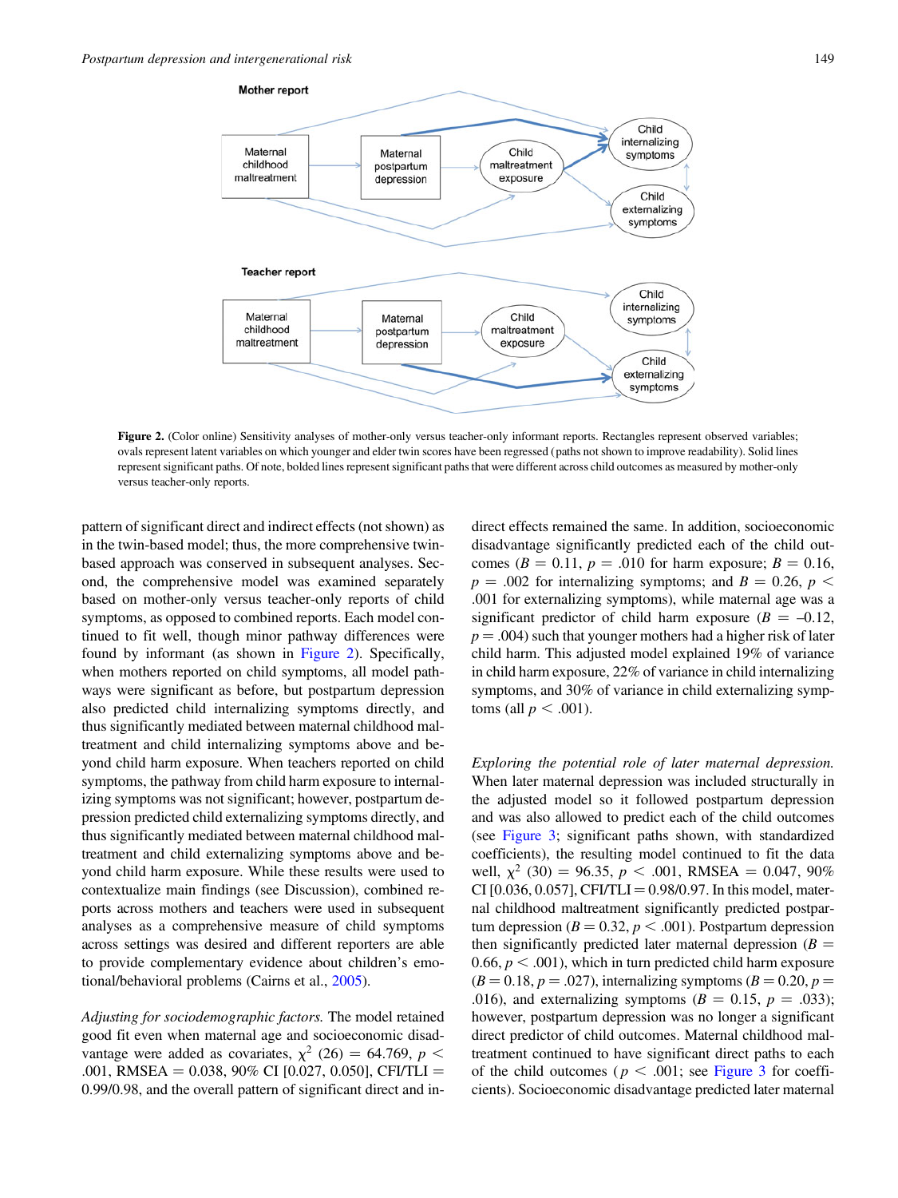**Figure 2.** (Color online) Sensitivity analyses of mother-only versus teacher-only informant reports. Rectangles represent observed variables; ovals represent latent variables on which younger and elder twin scores have been regressed (paths not shown to improve readability). Solid lines represent significant paths. Of note, bolded lines represent significant paths that were different across child outcomes as measured by mother-only versus teacher-only reports.

pattern of significant direct and indirect effects (not shown) as in the twin-based model; thus, the more comprehensive twin-based approach was conserved in subsequent analyses. Second, the comprehensive model was examined separately based on mother-only versus teacher-only reports of child symptoms, as opposed to combined reports. Each model continued to fit well, though minor pathway differences were found by informant (as shown in Figure 2). Specifically, when mothers reported on child symptoms, all model pathways were significant as before, but postpartum depression also predicted child internalizing symptoms directly, and thus significantly mediated between maternal childhood maltreatment and child internalizing symptoms above and beyond child harm exposure. When teachers reported on child symptoms, the pathway from child harm exposure to internalizing symptoms was not significant; however, postpartum depression predicted child externalizing symptoms directly, and thus significantly mediated between maternal childhood maltreatment and child externalizing symptoms above and beyond child harm exposure. While these results were used to contextualize main findings (see Discussion), combined reports across mothers and teachers were used in subsequent analyses as a comprehensive measure of child symptoms across settings was desired and different reporters are able to provide complementary evidence about children's emotional/behavioral problems (Cairns et al., 2005).

*Adjusting for sociodemographic factors.* The model retained good fit even when maternal age and socioeconomic disadvantage were added as covariates, $\chi^2$ (26) = 64.769, $p <$ .001, RMSEA = 0.038, 90% CI [0.027, 0.050], CFI/TLI = 0.99/0.98, and the overall pattern of significant direct and indirect effects remained the same. In addition, socioeconomic disadvantage significantly predicted each of the child outcomes ($B = 0.11$, $p = .010$ for harm exposure; $B = 0.16$, $p = .002$ for internalizing symptoms; and $B = 0.26$, $p < .001$ for externalizing symptoms), while maternal age was a significant predictor of child harm exposure ($B = –0.12$, $p = .004$) such that younger mothers had a higher risk of later child harm. This adjusted model explained 19% of variance in child harm exposure, 22% of variance in child internalizing symptoms, and 30% of variance in child externalizing symptoms (all $p < .001$).

*Exploring the potential role of later maternal depression.* When later maternal depression was included structurally in the adjusted model so it followed postpartum depression and was also allowed to predict each of the child outcomes (see Figure 3; significant paths shown, with standardized coefficients), the resulting model continued to fit the data well, $\chi^2$ (30) = 96.35, $p < .001$, RMSEA = 0.047, 90% CI [0.036, 0.057], CFI/TLI = 0.98/0.97. In this model, maternal childhood maltreatment significantly predicted postpartum depression ($B = 0.32$, $p < .001$). Postpartum depression then significantly predicted later maternal depression ($B = 0.66$, $p < .001$), which in turn predicted child harm exposure ($B = 0.18$, $p = .027$), internalizing symptoms ($B = 0.20$, $p = .016$), and externalizing symptoms ($B = 0.15$, $p = .033$); however, postpartum depression was no longer a significant direct predictor of child outcomes. Maternal childhood maltreatment continued to have significant direct paths to each of the child outcomes ($p < .001$; see Figure 3 for coefficients). Socioeconomic disadvantage predicted later maternal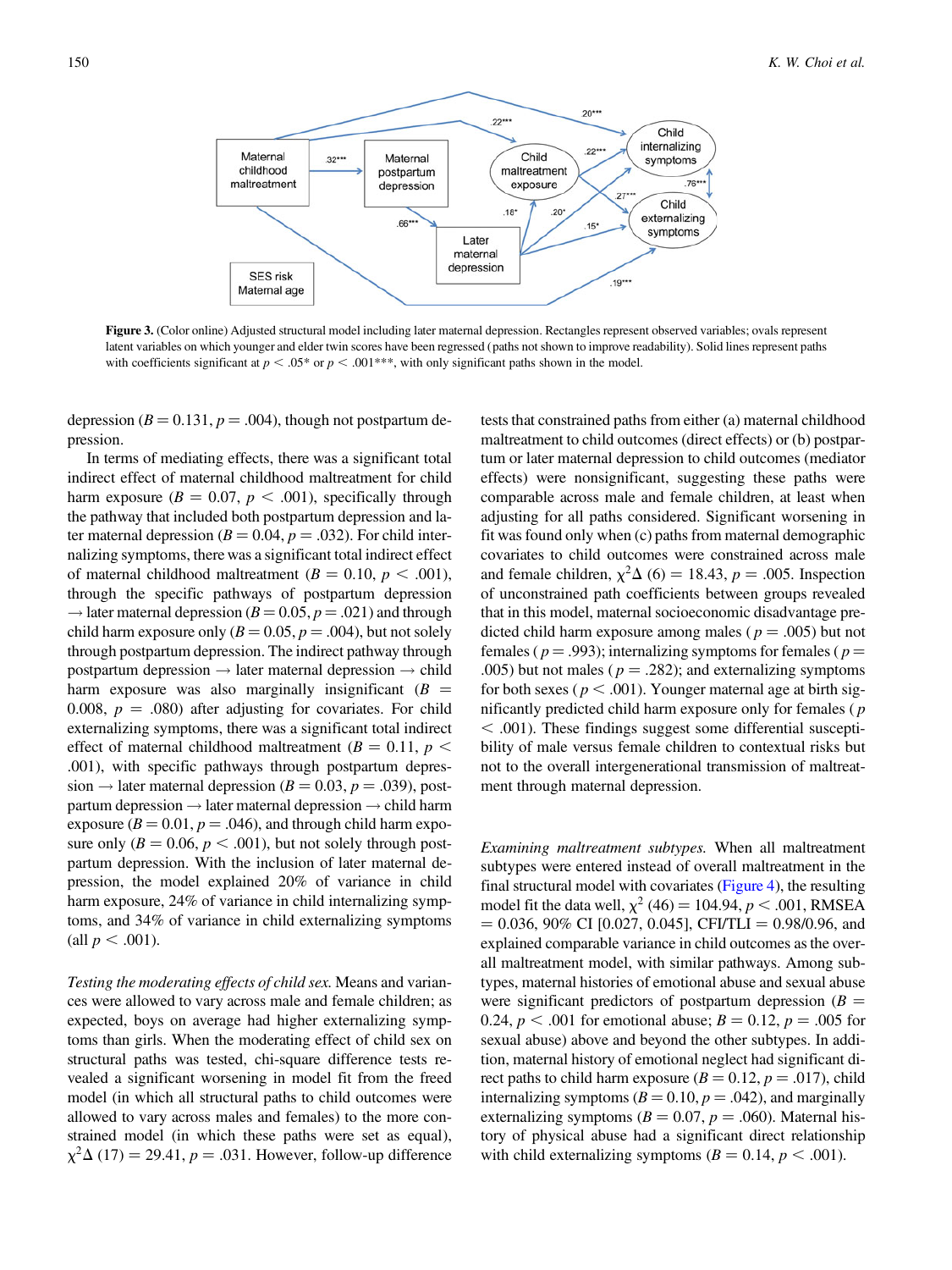**Figure 3.** (Color online) Adjusted structural model including later maternal depression. Rectangles represent observed variables; ovals represent latent variables on which younger and elder twin scores have been regressed (paths not shown to improve readability). Solid lines represent paths with coefficients significant at $p < .05$* or $p < .001$***, with only significant paths shown in the model.

depression ($B = 0.131$, $p = .004$), though not postpartum depression.

In terms of mediating effects, there was a significant total indirect effect of maternal childhood maltreatment for child harm exposure ($B = 0.07$, $p < .001$), specifically through the pathway that included both postpartum depression and later maternal depression ($B = 0.04$, $p = .032$). For child internalizing symptoms, there was a significant total indirect effect of maternal childhood maltreatment ($B = 0.10$, $p < .001$), through the specific pathways of postpartum depression → later maternal depression ($B = 0.05$, $p = .021$) and through child harm exposure only ($B = 0.05$, $p = .004$), but not solely through postpartum depression. The indirect pathway through postpartum depression → later maternal depression → child harm exposure was also marginally insignificant ($B = 0.008$, $p = .080$) after adjusting for covariates. For child externalizing symptoms, there was a significant total indirect effect of maternal childhood maltreatment ($B = 0.11$, $p < .001$), with specific pathways through postpartum depression → later maternal depression ($B = 0.03$, $p = .039$), postpartum depression → later maternal depression → child harm exposure ($B = 0.01$, $p = .046$), and through child harm exposure only ($B = 0.06$, $p < .001$), but not solely through postpartum depression. With the inclusion of later maternal depression, the model explained 20% of variance in child harm exposure, 24% of variance in child internalizing symptoms, and 34% of variance in child externalizing symptoms (all $p < .001$).

*Testing the moderating effects of child sex.* Means and variances were allowed to vary across male and female children; as expected, boys on average had higher externalizing symptoms than girls. When the moderating effect of child sex on structural paths was tested, chi-square difference tests revealed a significant worsening in model fit from the freed model (in which all structural paths to child outcomes were allowed to vary across males and females) to the more constrained model (in which these paths were set as equal), $\chi^2\Delta$ (17) = 29.41, $p = .031$. However, follow-up difference tests that constrained paths from either (a) maternal childhood maltreatment to child outcomes (direct effects) or (b) postpartum or later maternal depression to child outcomes (mediator effects) were nonsignificant, suggesting these paths were comparable across male and female children, at least when adjusting for all paths considered. Significant worsening in fit was found only when (c) paths from maternal demographic covariates to child outcomes were constrained across male and female children, $\chi^2\Delta$ (6) = 18.43, $p = .005$. Inspection of unconstrained path coefficients between groups revealed that in this model, maternal socioeconomic disadvantage predicted child harm exposure among males ($p = .005$) but not females ($p = .993$); internalizing symptoms for females ($p = .005$) but not males ($p = .282$); and externalizing symptoms for both sexes ($p < .001$). Younger maternal age at birth significantly predicted child harm exposure only for females ($p < .001$). These findings suggest some differential susceptibility of male versus female children to contextual risks but not to the overall intergenerational transmission of maltreatment through maternal depression.

*Examining maltreatment subtypes.* When all maltreatment subtypes were entered instead of overall maltreatment in the final structural model with covariates (Figure 4), the resulting model fit the data well, $\chi^2$ (46) = 104.94, $p < .001$, RMSEA = 0.036, 90% CI [0.027, 0.045], CFI/TLI = 0.98/0.96, and explained comparable variance in child outcomes as the overall maltreatment model, with similar pathways. Among subtypes, maternal histories of emotional abuse and sexual abuse were significant predictors of postpartum depression ($B = 0.24$, $p < .001$ for emotional abuse; $B = 0.12$, $p = .005$ for sexual abuse) above and beyond the other subtypes. In addition, maternal history of emotional neglect had significant direct paths to child harm exposure ($B = 0.12$, $p = .017$), child internalizing symptoms ($B = 0.10$, $p = .042$), and marginally externalizing symptoms ($B = 0.07$, $p = .060$). Maternal history of physical abuse had a significant direct relationship with child externalizing symptoms ($B = 0.14$, $p < .001$).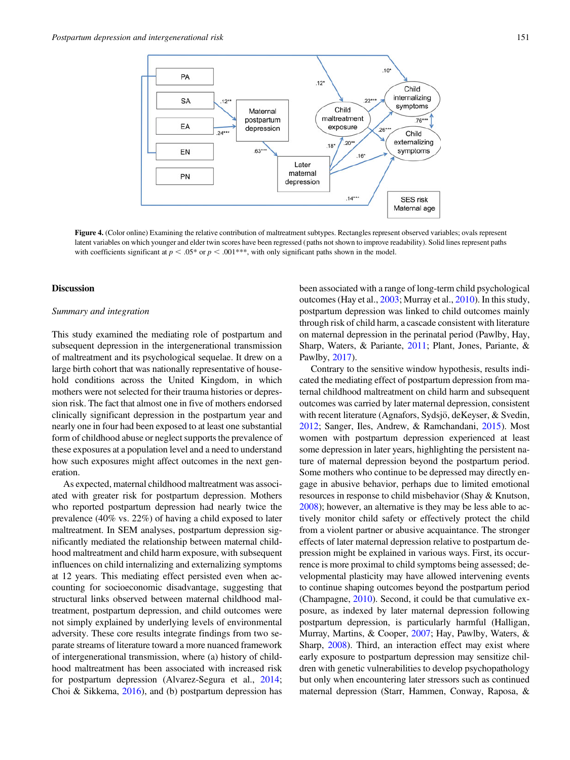Figure 4. (Color online) Examining the relative contribution of maltreatment subtypes. Rectangles represent observed variables; ovals represent latent variables on which younger and elder twin scores have been regressed (paths not shown to improve readability). Solid lines represent paths with coefficients significant at $p < .05$* or $p < .001$***, with only significant paths shown in the model.

## Discussion

### *Summary and integration*

This study examined the mediating role of postpartum and subsequent depression in the intergenerational transmission of maltreatment and its psychological sequelae. It drew on a large birth cohort that was nationally representative of household conditions across the United Kingdom, in which mothers were not selected for their trauma histories or depression risk. The fact that almost one in five of mothers endorsed clinically significant depression in the postpartum year and nearly one in four had been exposed to at least one substantial form of childhood abuse or neglect supports the prevalence of these exposures at a population level and a need to understand how such exposures might affect outcomes in the next generation.

As expected, maternal childhood maltreatment was associated with greater risk for postpartum depression. Mothers who reported postpartum depression had nearly twice the prevalence (40% vs. 22%) of having a child exposed to later maltreatment. In SEM analyses, postpartum depression significantly mediated the relationship between maternal childhood maltreatment and child harm exposure, with subsequent influences on child internalizing and externalizing symptoms at 12 years. This mediating effect persisted even when accounting for socioeconomic disadvantage, suggesting that structural links observed between maternal childhood maltreatment, postpartum depression, and child outcomes were not simply explained by underlying levels of environmental adversity. These core results integrate findings from two separate streams of literature toward a more nuanced framework of intergenerational transmission, where (a) history of childhood maltreatment has been associated with increased risk for postpartum depression (Alvarez-Segura et al., 2014; Choi & Sikkema, 2016), and (b) postpartum depression has been associated with a range of long-term child psychological outcomes (Hay et al., 2003; Murray et al., 2010). In this study, postpartum depression was linked to child outcomes mainly through risk of child harm, a cascade consistent with literature on maternal depression in the perinatal period (Pawlby, Hay, Sharp, Waters, & Pariante, 2011; Plant, Jones, Pariante, & Pawlby, 2017).

Contrary to the sensitive window hypothesis, results indicated the mediating effect of postpartum depression from maternal childhood maltreatment on child harm and subsequent outcomes was carried by later maternal depression, consistent with recent literature (Agnafors, Sydsjö, deKeyser, & Svedin, 2012; Sanger, Iles, Andrew, & Ramchandani, 2015). Most women with postpartum depression experienced at least some depression in later years, highlighting the persistent nature of maternal depression beyond the postpartum period. Some mothers who continue to be depressed may directly engage in abusive behavior, perhaps due to limited emotional resources in response to child misbehavior (Shay & Knutson, 2008); however, an alternative is they may be less able to actively monitor child safety or effectively protect the child from a violent partner or abusive acquaintance. The stronger effects of later maternal depression relative to postpartum depression might be explained in various ways. First, its occurrence is more proximal to child symptoms being assessed; developmental plasticity may have allowed intervening events to continue shaping outcomes beyond the postpartum period (Champagne, 2010). Second, it could be that cumulative exposure, as indexed by later maternal depression following postpartum depression, is particularly harmful (Halligan, Murray, Martins, & Cooper, 2007; Hay, Pawlby, Waters, & Sharp, 2008). Third, an interaction effect may exist where early exposure to postpartum depression may sensitize children with genetic vulnerabilities to develop psychopathology but only when encountering later stressors such as continued maternal depression (Starr, Hammen, Conway, Raposa, &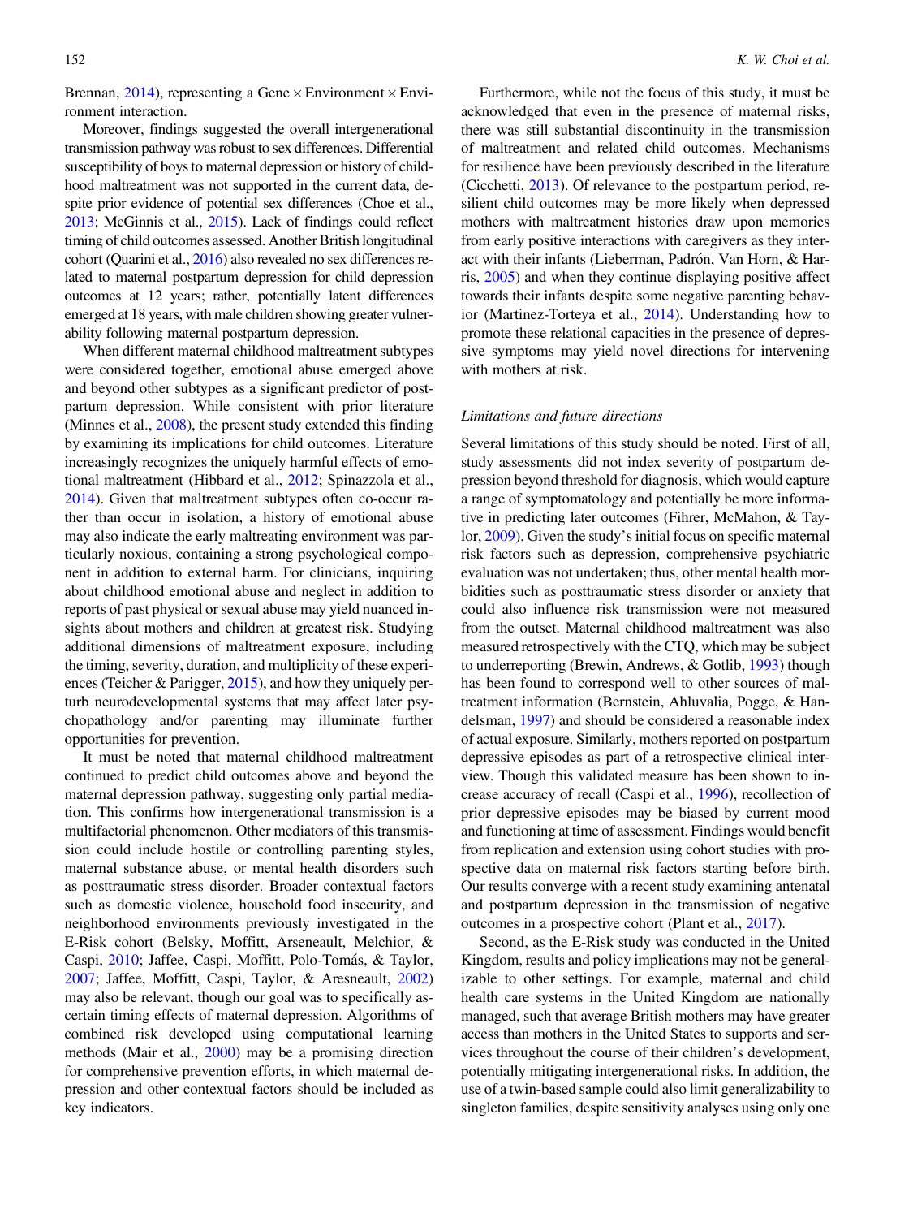Brennan, 2014), representing a Gene × Environment × Environment interaction.

Moreover, findings suggested the overall intergenerational transmission pathway was robust to sex differences. Differential susceptibility of boys to maternal depression or history of childhood maltreatment was not supported in the current data, despite prior evidence of potential sex differences (Choe et al., 2013; McGinnis et al., 2015). Lack of findings could reflect timing of child outcomes assessed. Another British longitudinal cohort (Quarini et al., 2016) also revealed no sex differences related to maternal postpartum depression for child depression outcomes at 12 years; rather, potentially latent differences emerged at 18 years, with male children showing greater vulnerability following maternal postpartum depression.

When different maternal childhood maltreatment subtypes were considered together, emotional abuse emerged above and beyond other subtypes as a significant predictor of postpartum depression. While consistent with prior literature (Minnes et al., 2008), the present study extended this finding by examining its implications for child outcomes. Literature increasingly recognizes the uniquely harmful effects of emotional maltreatment (Hibbard et al., 2012; Spinazzola et al., 2014). Given that maltreatment subtypes often co-occur rather than occur in isolation, a history of emotional abuse may also indicate the early maltreating environment was particularly noxious, containing a strong psychological component in addition to external harm. For clinicians, inquiring about childhood emotional abuse and neglect in addition to reports of past physical or sexual abuse may yield nuanced insights about mothers and children at greatest risk. Studying additional dimensions of maltreatment exposure, including the timing, severity, duration, and multiplicity of these experiences (Teicher & Parigger, 2015), and how they uniquely perturb neurodevelopmental systems that may affect later psychopathology and/or parenting may illuminate further opportunities for prevention.

It must be noted that maternal childhood maltreatment continued to predict child outcomes above and beyond the maternal depression pathway, suggesting only partial mediation. This confirms how intergenerational transmission is a multifactorial phenomenon. Other mediators of this transmission could include hostile or controlling parenting styles, maternal substance abuse, or mental health disorders such as posttraumatic stress disorder. Broader contextual factors such as domestic violence, household food insecurity, and neighborhood environments previously investigated in the E-Risk cohort (Belsky, Moffitt, Arseneault, Melchior, & Caspi, 2010; Jaffee, Caspi, Moffitt, Polo-Tomás, & Taylor, 2007; Jaffee, Moffitt, Caspi, Taylor, & Aresneault, 2002) may also be relevant, though our goal was to specifically ascertain timing effects of maternal depression. Algorithms of combined risk developed using computational learning methods (Mair et al., 2000) may be a promising direction for comprehensive prevention efforts, in which maternal depression and other contextual factors should be included as key indicators.

Furthermore, while not the focus of this study, it must be acknowledged that even in the presence of maternal risks, there was still substantial discontinuity in the transmission of maltreatment and related child outcomes. Mechanisms for resilience have been previously described in the literature (Cicchetti, 2013). Of relevance to the postpartum period, resilient child outcomes may be more likely when depressed mothers with maltreatment histories draw upon memories from early positive interactions with caregivers as they interact with their infants (Lieberman, Padrón, Van Horn, & Harris, 2005) and when they continue displaying positive affect towards their infants despite some negative parenting behavior (Martinez-Torteya et al., 2014). Understanding how to promote these relational capacities in the presence of depressive symptoms may yield novel directions for intervening with mothers at risk.

### *Limitations and future directions*

Several limitations of this study should be noted. First of all, study assessments did not index severity of postpartum depression beyond threshold for diagnosis, which would capture a range of symptomatology and potentially be more informative in predicting later outcomes (Fihrer, McMahon, & Taylor, 2009). Given the study's initial focus on specific maternal risk factors such as depression, comprehensive psychiatric evaluation was not undertaken; thus, other mental health morbidities such as posttraumatic stress disorder or anxiety that could also influence risk transmission were not measured from the outset. Maternal childhood maltreatment was also measured retrospectively with the CTQ, which may be subject to underreporting (Brewin, Andrews, & Gotlib, 1993) though has been found to correspond well to other sources of maltreatment information (Bernstein, Ahluvalia, Pogge, & Handelsman, 1997) and should be considered a reasonable index of actual exposure. Similarly, mothers reported on postpartum depressive episodes as part of a retrospective clinical interview. Though this validated measure has been shown to increase accuracy of recall (Caspi et al., 1996), recollection of prior depressive episodes may be biased by current mood and functioning at time of assessment. Findings would benefit from replication and extension using cohort studies with prospective data on maternal risk factors starting before birth. Our results converge with a recent study examining antenatal and postpartum depression in the transmission of negative outcomes in a prospective cohort (Plant et al., 2017).

Second, as the E-Risk study was conducted in the United Kingdom, results and policy implications may not be generalizable to other settings. For example, maternal and child health care systems in the United Kingdom are nationally managed, such that average British mothers may have greater access than mothers in the United States to supports and services throughout the course of their children's development, potentially mitigating intergenerational risks. In addition, the use of a twin-based sample could also limit generalizability to singleton families, despite sensitivity analyses using only one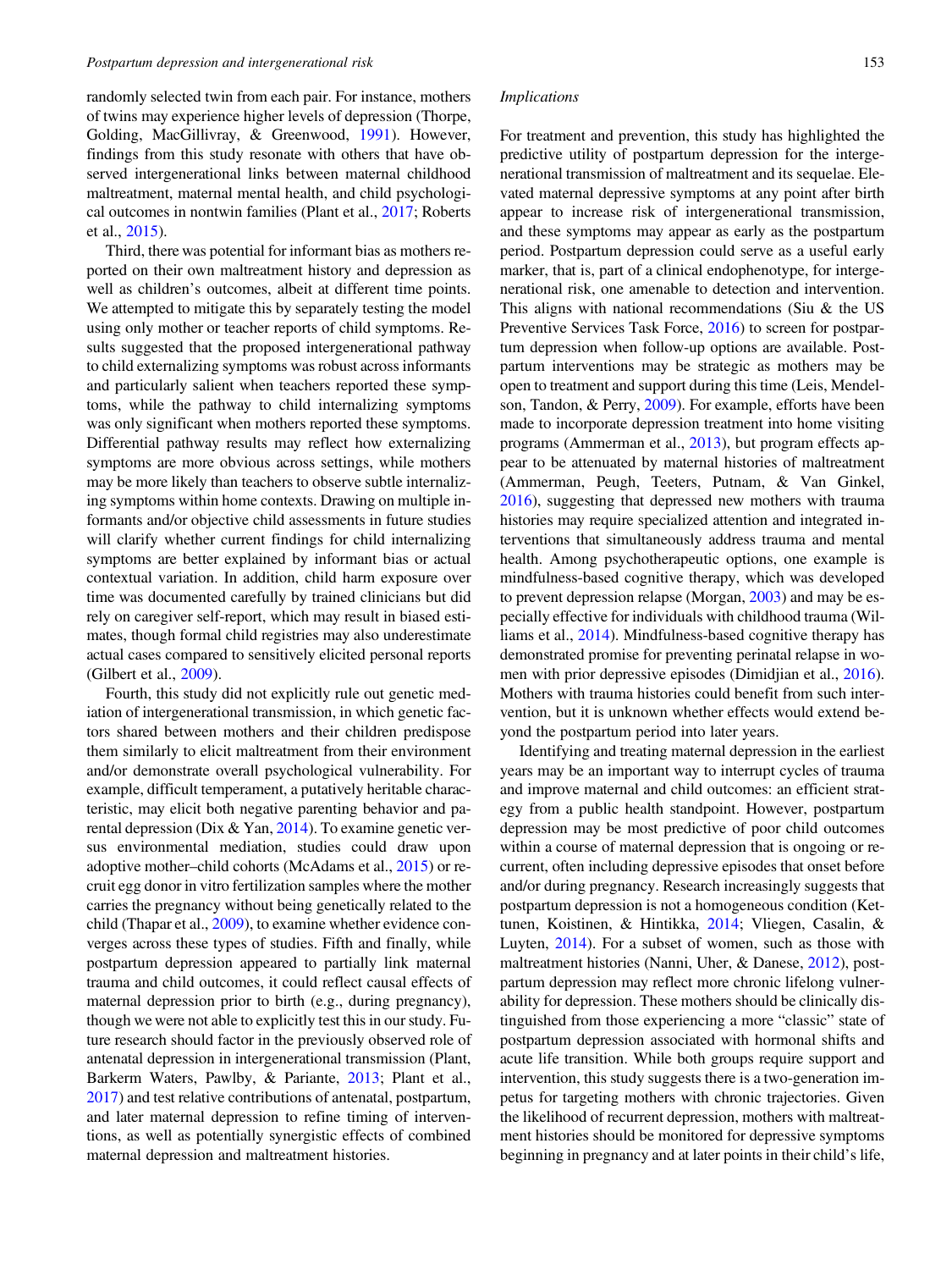randomly selected twin from each pair. For instance, mothers of twins may experience higher levels of depression (Thorpe, Golding, MacGillivray, & Greenwood, 1991). However, findings from this study resonate with others that have observed intergenerational links between maternal childhood maltreatment, maternal mental health, and child psychological outcomes in nontwin families (Plant et al., 2017; Roberts et al., 2015).

Third, there was potential for informant bias as mothers reported on their own maltreatment history and depression as well as children's outcomes, albeit at different time points. We attempted to mitigate this by separately testing the model using only mother or teacher reports of child symptoms. Results suggested that the proposed intergenerational pathway to child externalizing symptoms was robust across informants and particularly salient when teachers reported these symptoms, while the pathway to child internalizing symptoms was only significant when mothers reported these symptoms. Differential pathway results may reflect how externalizing symptoms are more obvious across settings, while mothers may be more likely than teachers to observe subtle internalizing symptoms within home contexts. Drawing on multiple informants and/or objective child assessments in future studies will clarify whether current findings for child internalizing symptoms are better explained by informant bias or actual contextual variation. In addition, child harm exposure over time was documented carefully by trained clinicians but did rely on caregiver self-report, which may result in biased estimates, though formal child registries may also underestimate actual cases compared to sensitively elicited personal reports (Gilbert et al., 2009).

Fourth, this study did not explicitly rule out genetic mediation of intergenerational transmission, in which genetic factors shared between mothers and their children predispose them similarly to elicit maltreatment from their environment and/or demonstrate overall psychological vulnerability. For example, difficult temperament, a putatively heritable characteristic, may elicit both negative parenting behavior and parental depression (Dix & Yan, 2014). To examine genetic versus environmental mediation, studies could draw upon adoptive mother–child cohorts (McAdams et al., 2015) or recruit egg donor in vitro fertilization samples where the mother carries the pregnancy without being genetically related to the child (Thapar et al., 2009), to examine whether evidence converges across these types of studies. Fifth and finally, while postpartum depression appeared to partially link maternal trauma and child outcomes, it could reflect causal effects of maternal depression prior to birth (e.g., during pregnancy), though we were not able to explicitly test this in our study. Future research should factor in the previously observed role of antenatal depression in intergenerational transmission (Plant, Barkerm Waters, Pawlby, & Pariante, 2013; Plant et al., 2017) and test relative contributions of antenatal, postpartum, and later maternal depression to refine timing of interventions, as well as potentially synergistic effects of combined maternal depression and maltreatment histories.

*Implications*

For treatment and prevention, this study has highlighted the predictive utility of postpartum depression for the intergenerational transmission of maltreatment and its sequelae. Elevated maternal depressive symptoms at any point after birth appear to increase risk of intergenerational transmission, and these symptoms may appear as early as the postpartum period. Postpartum depression could serve as a useful early marker, that is, part of a clinical endophenotype, for intergenerational risk, one amenable to detection and intervention. This aligns with national recommendations (Siu & the US Preventive Services Task Force, 2016) to screen for postpartum depression when follow-up options are available. Postpartum interventions may be strategic as mothers may be open to treatment and support during this time (Leis, Mendelson, Tandon, & Perry, 2009). For example, efforts have been made to incorporate depression treatment into home visiting programs (Ammerman et al., 2013), but program effects appear to be attenuated by maternal histories of maltreatment (Ammerman, Peugh, Teeters, Putnam, & Van Ginkel, 2016), suggesting that depressed new mothers with trauma histories may require specialized attention and integrated interventions that simultaneously address trauma and mental health. Among psychotherapeutic options, one example is mindfulness-based cognitive therapy, which was developed to prevent depression relapse (Morgan, 2003) and may be especially effective for individuals with childhood trauma (Williams et al., 2014). Mindfulness-based cognitive therapy has demonstrated promise for preventing perinatal relapse in women with prior depressive episodes (Dimidjian et al., 2016). Mothers with trauma histories could benefit from such intervention, but it is unknown whether effects would extend beyond the postpartum period into later years.

Identifying and treating maternal depression in the earliest years may be an important way to interrupt cycles of trauma and improve maternal and child outcomes: an efficient strategy from a public health standpoint. However, postpartum depression may be most predictive of poor child outcomes within a course of maternal depression that is ongoing or recurrent, often including depressive episodes that onset before and/or during pregnancy. Research increasingly suggests that postpartum depression is not a homogeneous condition (Kettunen, Koistinen, & Hintikka, 2014; Vliegen, Casalin, & Luyten, 2014). For a subset of women, such as those with maltreatment histories (Nanni, Uher, & Danese, 2012), postpartum depression may reflect more chronic lifelong vulnerability for depression. These mothers should be clinically distinguished from those experiencing a more "classic" state of postpartum depression associated with hormonal shifts and acute life transition. While both groups require support and intervention, this study suggests there is a two-generation impetus for targeting mothers with chronic trajectories. Given the likelihood of recurrent depression, mothers with maltreatment histories should be monitored for depressive symptoms beginning in pregnancy and at later points in their child's life,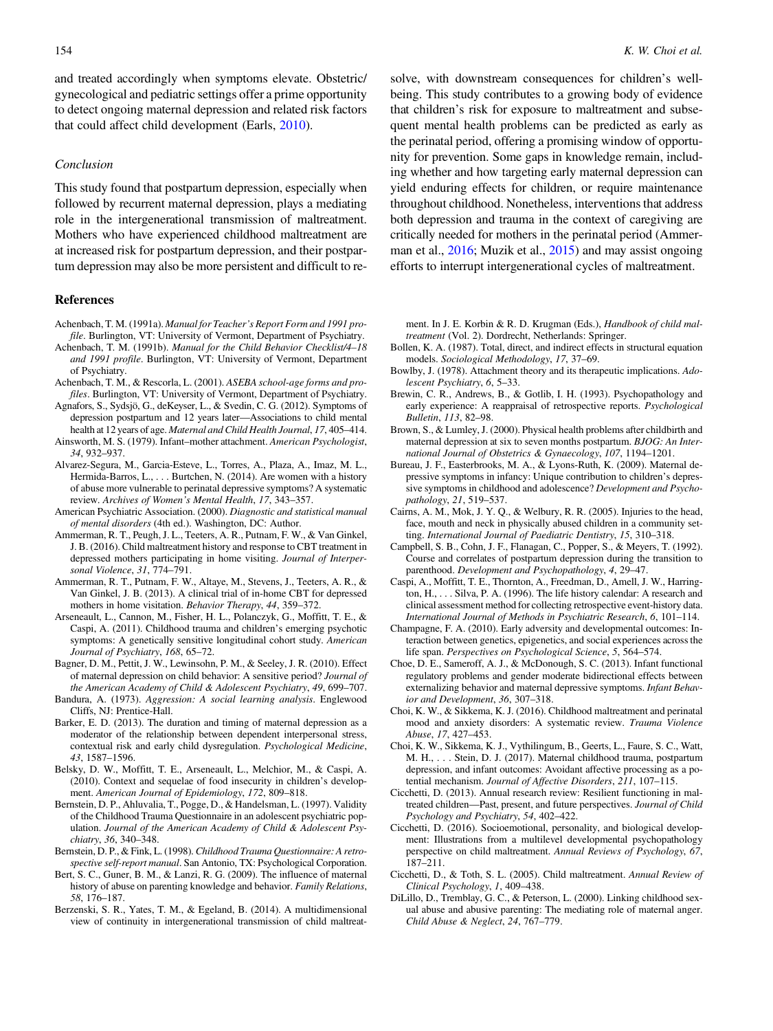and treated accordingly when symptoms elevate. Obstetric/gynecological and pediatric settings offer a prime opportunity to detect ongoing maternal depression and related risk factors that could affect child development (Earls, 2010).

### Conclusion

This study found that postpartum depression, especially when followed by recurrent maternal depression, plays a mediating role in the intergenerational transmission of maltreatment. Mothers who have experienced childhood maltreatment are at increased risk for postpartum depression, and their postpartum depression may also be more persistent and difficult to resolve, with downstream consequences for children's well-being. This study contributes to a growing body of evidence that children's risk for exposure to maltreatment and subsequent mental health problems can be predicted as early as the perinatal period, offering a promising window of opportunity for prevention. Some gaps in knowledge remain, including whether and how targeting early maternal depression can yield enduring effects for children, or require maintenance throughout childhood. Nonetheless, interventions that address both depression and trauma in the context of caregiving are critically needed for mothers in the perinatal period (Ammerman et al., 2016; Muzik et al., 2015) and may assist ongoing efforts to interrupt intergenerational cycles of maltreatment.

## References

Achenbach, T. M. (1991a). *Manual for Teacher's Report Form and 1991 profile*. Burlington, VT: University of Vermont, Department of Psychiatry.

Achenbach, T. M. (1991b). *Manual for the Child Behavior Checklist/4–18 and 1991 profile*. Burlington, VT: University of Vermont, Department of Psychiatry.

Achenbach, T. M., & Rescorla, L. (2001). *ASEBA school-age forms and profiles*. Burlington, VT: University of Vermont, Department of Psychiatry.

Agnafors, S., Sydsjö, G., deKeyser, L., & Svedin, C. G. (2012). Symptoms of depression postpartum and 12 years later—Associations to child mental health at 12 years of age. *Maternal and Child Health Journal*, *17*, 405–414.

Ainsworth, M. S. (1979). Infant–mother attachment. *American Psychologist*, *34*, 932–937.

Alvarez-Segura, M., Garcia-Esteve, L., Torres, A., Plaza, A., Imaz, M. L., Hermida-Barros, L., . . . Burtchen, N. (2014). Are women with a history of abuse more vulnerable to perinatal depressive symptoms? A systematic review. *Archives of Women's Mental Health*, *17*, 343–357.

American Psychiatric Association. (2000). *Diagnostic and statistical manual of mental disorders* (4th ed.). Washington, DC: Author.

Ammerman, R. T., Peugh, J. L., Teeters, A. R., Putnam, F. W., & Van Ginkel, J. B. (2016). Child maltreatment history and response to CBT treatment in depressed mothers participating in home visiting. *Journal of Interpersonal Violence*, *31*, 774–791.

Ammerman, R. T., Putnam, F. W., Altaye, M., Stevens, J., Teeters, A. R., & Van Ginkel, J. B. (2013). A clinical trial of in-home CBT for depressed mothers in home visitation. *Behavior Therapy*, *44*, 359–372.

Arseneault, L., Cannon, M., Fisher, H. L., Polanczyk, G., Moffitt, T. E., & Caspi, A. (2011). Childhood trauma and children's emerging psychotic symptoms: A genetically sensitive longitudinal cohort study. *American Journal of Psychiatry*, *168*, 65–72.

Bagner, D. M., Pettit, J. W., Lewinsohn, P. M., & Seeley, J. R. (2010). Effect of maternal depression on child behavior: A sensitive period? *Journal of the American Academy of Child & Adolescent Psychiatry*, *49*, 699–707.

Bandura, A. (1973). *Aggression: A social learning analysis*. Englewood Cliffs, NJ: Prentice-Hall.

Barker, E. D. (2013). The duration and timing of maternal depression as a moderator of the relationship between dependent interpersonal stress, contextual risk and early child dysregulation. *Psychological Medicine*, *43*, 1587–1596.

Belsky, D. W., Moffitt, T. E., Arseneault, L., Melchior, M., & Caspi, A. (2010). Context and sequelae of food insecurity in children's development. *American Journal of Epidemiology*, *172*, 809–818.

Bernstein, D. P., Ahluvalia, T., Pogge, D., & Handelsman, L. (1997). Validity of the Childhood Trauma Questionnaire in an adolescent psychiatric population. *Journal of the American Academy of Child & Adolescent Psychiatry*, *36*, 340–348.

Bernstein, D. P., & Fink, L. (1998). *Childhood Trauma Questionnaire: A retrospective self-report manual*. San Antonio, TX: Psychological Corporation.

Bert, S. C., Guner, B. M., & Lanzi, R. G. (2009). The influence of maternal history of abuse on parenting knowledge and behavior. *Family Relations*, *58*, 176–187.

Berzenski, S. R., Yates, T. M., & Egeland, B. (2014). A multidimensional view of continuity in intergenerational transmission of child maltreatment. In J. E. Korbin & R. D. Krugman (Eds.), *Handbook of child maltreatment* (Vol. 2). Dordrecht, Netherlands: Springer.

Bollen, K. A. (1987). Total, direct, and indirect effects in structural equation models. *Sociological Methodology*, *17*, 37–69.

Bowlby, J. (1978). Attachment theory and its therapeutic implications. *Adolescent Psychiatry*, *6*, 5–33.

Brewin, C. R., Andrews, B., & Gotlib, I. H. (1993). Psychopathology and early experience: A reappraisal of retrospective reports. *Psychological Bulletin*, *113*, 82–98.

Brown, S., & Lumley, J. (2000). Physical health problems after childbirth and maternal depression at six to seven months postpartum. *BJOG: An International Journal of Obstetrics & Gynaecology*, *107*, 1194–1201.

Bureau, J. F., Easterbrooks, M. A., & Lyons-Ruth, K. (2009). Maternal depressive symptoms in infancy: Unique contribution to children's depressive symptoms in childhood and adolescence? *Development and Psychopathology*, *21*, 519–537.

Cairns, A. M., Mok, J. Y. Q., & Welbury, R. R. (2005). Injuries to the head, face, mouth and neck in physically abused children in a community setting. *International Journal of Paediatric Dentistry*, *15*, 310–318.

Campbell, S. B., Cohn, J. F., Flanagan, C., Popper, S., & Meyers, T. (1992). Course and correlates of postpartum depression during the transition to parenthood. *Development and Psychopathology*, *4*, 29–47.

Caspi, A., Moffitt, T. E., Thornton, A., Freedman, D., Amell, J. W., Harrington, H., . . . Silva, P. A. (1996). The life history calendar: A research and clinical assessment method for collecting retrospective event-history data. *International Journal of Methods in Psychiatric Research*, *6*, 101–114.

Champagne, F. A. (2010). Early adversity and developmental outcomes: Interaction between genetics, epigenetics, and social experiences across the life span. *Perspectives on Psychological Science*, *5*, 564–574.

Choe, D. E., Sameroff, A. J., & McDonough, S. C. (2013). Infant functional regulatory problems and gender moderate bidirectional effects between externalizing behavior and maternal depressive symptoms. *Infant Behavior and Development*, *36*, 307–318.

Choi, K. W., & Sikkema, K. J. (2016). Childhood maltreatment and perinatal mood and anxiety disorders: A systematic review. *Trauma Violence Abuse*, *17*, 427–453.

Choi, K. W., Sikkema, K. J., Vythilingum, B., Geerts, L., Faure, S. C., Watt, M. H., . . . Stein, D. J. (2017). Maternal childhood trauma, postpartum depression, and infant outcomes: Avoidant affective processing as a potential mechanism. *Journal of Affective Disorders*, *211*, 107–115.

Cicchetti, D. (2013). Annual research review: Resilient functioning in maltreated children—Past, present, and future perspectives. *Journal of Child Psychology and Psychiatry*, *54*, 402–422.

Cicchetti, D. (2016). Socioemotional, personality, and biological development: Illustrations from a multilevel developmental psychopathology perspective on child maltreatment. *Annual Reviews of Psychology*, *67*, 187–211.

Cicchetti, D., & Toth, S. L. (2005). Child maltreatment. *Annual Review of Clinical Psychology*, *1*, 409–438.

DiLillo, D., Tremblay, G. C., & Peterson, L. (2000). Linking childhood sexual abuse and abusive parenting: The mediating role of maternal anger. *Child Abuse & Neglect*, *24*, 767–779.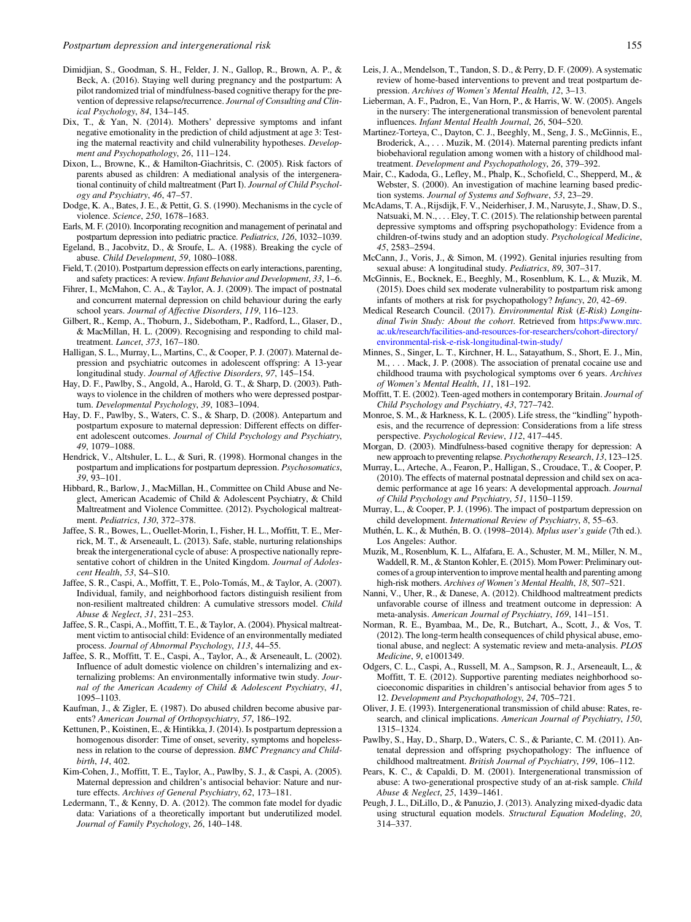Dimidjian, S., Goodman, S. H., Felder, J. N., Gallop, R., Brown, A. P., & Beck, A. (2016). Staying well during pregnancy and the postpartum: A pilot randomized trial of mindfulness-based cognitive therapy for the prevention of depressive relapse/recurrence. *Journal of Consulting and Clinical Psychology*, *84*, 134–145.

Dix, T., & Yan, N. (2014). Mothers' depressive symptoms and infant negative emotionality in the prediction of child adjustment at age 3: Testing the maternal reactivity and child vulnerability hypotheses. *Development and Psychopathology*, *26*, 111–124.

Dixon, L., Browne, K., & Hamilton-Giachritsis, C. (2005). Risk factors of parents abused as children: A mediational analysis of the intergenerational continuity of child maltreatment (Part I). *Journal of Child Psychology and Psychiatry*, *46*, 47–57.

Dodge, K. A., Bates, J. E., & Pettit, G. S. (1990). Mechanisms in the cycle of violence. *Science*, *250*, 1678–1683.

Earls, M. F. (2010). Incorporating recognition and management of perinatal and postpartum depression into pediatric practice. *Pediatrics*, *126*, 1032–1039.

Egeland, B., Jacobvitz, D., & Sroufe, L. A. (1988). Breaking the cycle of abuse. *Child Development*, *59*, 1080–1088.

Field, T. (2010). Postpartum depression effects on early interactions, parenting, and safety practices: A review. *Infant Behavior and Development*, *33*, 1–6.

Fihrer, I., McMahon, C. A., & Taylor, A. J. (2009). The impact of postnatal and concurrent maternal depression on child behaviour during the early school years. *Journal of Affective Disorders*, *119*, 116–123.

Gilbert, R., Kemp, A., Thoburn, J., Sidebotham, P., Radford, L., Glaser, D., & MacMillan, H. L. (2009). Recognising and responding to child maltreatment. *Lancet*, *373*, 167–180.

Halligan, S. L., Murray, L., Martins, C., & Cooper, P. J. (2007). Maternal depression and psychiatric outcomes in adolescent offspring: A 13-year longitudinal study. *Journal of Affective Disorders*, *97*, 145–154.

Hay, D. F., Pawlby, S., Angold, A., Harold, G. T., & Sharp, D. (2003). Pathways to violence in the children of mothers who were depressed postpartum. *Developmental Psychology*, *39*, 1083–1094.

Hay, D. F., Pawlby, S., Waters, C. S., & Sharp, D. (2008). Antepartum and postpartum exposure to maternal depression: Different effects on different adolescent outcomes. *Journal of Child Psychology and Psychiatry*, *49*, 1079–1088.

Hendrick, V., Altshuler, L. L., & Suri, R. (1998). Hormonal changes in the postpartum and implications for postpartum depression. *Psychosomatics*, *39*, 93–101.

Hibbard, R., Barlow, J., MacMillan, H., Committee on Child Abuse and Neglect, American Academy of Child & Adolescent Psychiatry, & Child Maltreatment and Violence Committee. (2012). Psychological maltreatment. *Pediatrics*, *130*, 372–378.

Jaffee, S. R., Bowes, L., Ouellet-Morin, I., Fisher, H. L., Moffitt, T. E., Merrick, M. T., & Arseneault, L. (2013). Safe, stable, nurturing relationships break the intergenerational cycle of abuse: A prospective nationally representative cohort of children in the United Kingdom. *Journal of Adolescent Health*, *53*, S4–S10.

Jaffee, S. R., Caspi, A., Moffitt, T. E., Polo-Tomás, M., & Taylor, A. (2007). Individual, family, and neighborhood factors distinguish resilient from non-resilient maltreated children: A cumulative stressors model. *Child Abuse & Neglect*, *31*, 231–253.

Jaffee, S. R., Caspi, A., Moffitt, T. E., & Taylor, A. (2004). Physical maltreatment victim to antisocial child: Evidence of an environmentally mediated process. *Journal of Abnormal Psychology*, *113*, 44–55.

Jaffee, S. R., Moffitt, T. E., Caspi, A., Taylor, A., & Arseneault, L. (2002). Influence of adult domestic violence on children's internalizing and externalizing problems: An environmentally informative twin study. *Journal of the American Academy of Child & Adolescent Psychiatry*, *41*, 1095–1103.

Kaufman, J., & Zigler, E. (1987). Do abused children become abusive parents? *American Journal of Orthopsychiatry*, *57*, 186–192.

Kettunen, P., Koistinen, E., & Hintikka, J. (2014). Is postpartum depression a homogenous disorder: Time of onset, severity, symptoms and hopelessness in relation to the course of depression. *BMC Pregnancy and Childbirth*, *14*, 402.

Kim-Cohen, J., Moffitt, T. E., Taylor, A., Pawlby, S. J., & Caspi, A. (2005). Maternal depression and children's antisocial behavior: Nature and nurture effects. *Archives of General Psychiatry*, *62*, 173–181.

Ledermann, T., & Kenny, D. A. (2012). The common fate model for dyadic data: Variations of a theoretically important but underutilized model. *Journal of Family Psychology*, *26*, 140–148.

Leis, J. A., Mendelson, T., Tandon, S. D., & Perry, D. F. (2009). A systematic review of home-based interventions to prevent and treat postpartum depression. *Archives of Women's Mental Health*, *12*, 3–13.

Lieberman, A. F., Padron, E., Van Horn, P., & Harris, W. W. (2005). Angels in the nursery: The intergenerational transmission of benevolent parental influences. *Infant Mental Health Journal*, *26*, 504–520.

Martinez-Torteya, C., Dayton, C. J., Beeghly, M., Seng, J. S., McGinnis, E., Broderick, A., . . . Muzik, M. (2014). Maternal parenting predicts infant biobehavioral regulation among women with a history of childhood maltreatment. *Development and Psychopathology*, *26*, 379–392.

Mair, C., Kadoda, G., Lefley, M., Phalp, K., Schofield, C., Shepperd, M., & Webster, S. (2000). An investigation of machine learning based prediction systems. *Journal of Systems and Software*, *53*, 23–29.

McAdams, T. A., Rijsdijk, F. V., Neiderhiser, J. M., Narusyte, J., Shaw, D. S., Natsuaki, M. N., . . . Eley, T. C. (2015). The relationship between parental depressive symptoms and offspring psychopathology: Evidence from a children-of-twins study and an adoption study. *Psychological Medicine*, *45*, 2583–2594.

McCann, J., Voris, J., & Simon, M. (1992). Genital injuries resulting from sexual abuse: A longitudinal study. *Pediatrics*, *89*, 307–317.

McGinnis, E., Bocknek, E., Beeghly, M., Rosenblum, K. L., & Muzik, M. (2015). Does child sex moderate vulnerability to postpartum risk among infants of mothers at risk for psychopathology? *Infancy*, *20*, 42–69.

Medical Research Council. (2017). *Environmental Risk (E-Risk) Longitudinal Twin Study: About the cohort*. Retrieved from https://www.mrc.ac.uk/research/facilities-and-resources-for-researchers/cohort-directory/environmental-risk-e-risk-longitudinal-twin-study/

Minnes, S., Singer, L. T., Kirchner, H. L., Satayathum, S., Short, E. J., Min, M., . . . Mack, J. P. (2008). The association of prenatal cocaine use and childhood trauma with psychological symptoms over 6 years. *Archives of Women's Mental Health*, *11*, 181–192.

Moffitt, T. E. (2002). Teen-aged mothers in contemporary Britain. *Journal of Child Psychology and Psychiatry*, *43*, 727–742.

Monroe, S. M., & Harkness, K. L. (2005). Life stress, the "kindling" hypothesis, and the recurrence of depression: Considerations from a life stress perspective. *Psychological Review*, *112*, 417–445.

Morgan, D. (2003). Mindfulness-based cognitive therapy for depression: A new approach to preventing relapse. *Psychotherapy Research*, *13*, 123–125.

Murray, L., Arteche, A., Fearon, P., Halligan, S., Croudace, T., & Cooper, P. (2010). The effects of maternal postnatal depression and child sex on academic performance at age 16 years: A developmental approach. *Journal of Child Psychology and Psychiatry*, *51*, 1150–1159.

Murray, L., & Cooper, P. J. (1996). The impact of postpartum depression on child development. *International Review of Psychiatry*, *8*, 55–63.

Muthén, L. K., & Muthén, B. O. (1998–2014). *Mplus user's guide* (7th ed.). Los Angeles: Author.

Muzik, M., Rosenblum, K. L., Alfafara, E. A., Schuster, M. M., Miller, N. M., Waddell, R. M., & Stanton Kohler, E. (2015). Mom Power: Preliminary outcomes of a group intervention to improve mental health and parenting among high-risk mothers. *Archives of Women's Mental Health*, *18*, 507–521.

Nanni, V., Uher, R., & Danese, A. (2012). Childhood maltreatment predicts unfavorable course of illness and treatment outcome in depression: A meta-analysis. *American Journal of Psychiatry*, *169*, 141–151.

Norman, R. E., Byambaa, M., De, R., Butchart, A., Scott, J., & Vos, T. (2012). The long-term health consequences of child physical abuse, emotional abuse, and neglect: A systematic review and meta-analysis. *PLOS Medicine*, *9*, e1001349.

Odgers, C. L., Caspi, A., Russell, M. A., Sampson, R. J., Arseneault, L., & Moffitt, T. E. (2012). Supportive parenting mediates neighborhood socioeconomic disparities in children's antisocial behavior from ages 5 to 12. *Development and Psychopathology*, *24*, 705–721.

Oliver, J. E. (1993). Intergenerational transmission of child abuse: Rates, research, and clinical implications. *American Journal of Psychiatry*, *150*, 1315–1324.

Pawlby, S., Hay, D., Sharp, D., Waters, C. S., & Pariante, C. M. (2011). Antenatal depression and offspring psychopathology: The influence of childhood maltreatment. *British Journal of Psychiatry*, *199*, 106–112.

Pears, K. C., & Capaldi, D. M. (2001). Intergenerational transmission of abuse: A two-generational prospective study of an at-risk sample. *Child Abuse & Neglect*, *25*, 1439–1461.

Peugh, J. L., DiLillo, D., & Panuzio, J. (2013). Analyzing mixed-dyadic data using structural equation models. *Structural Equation Modeling*, *20*, 314–337.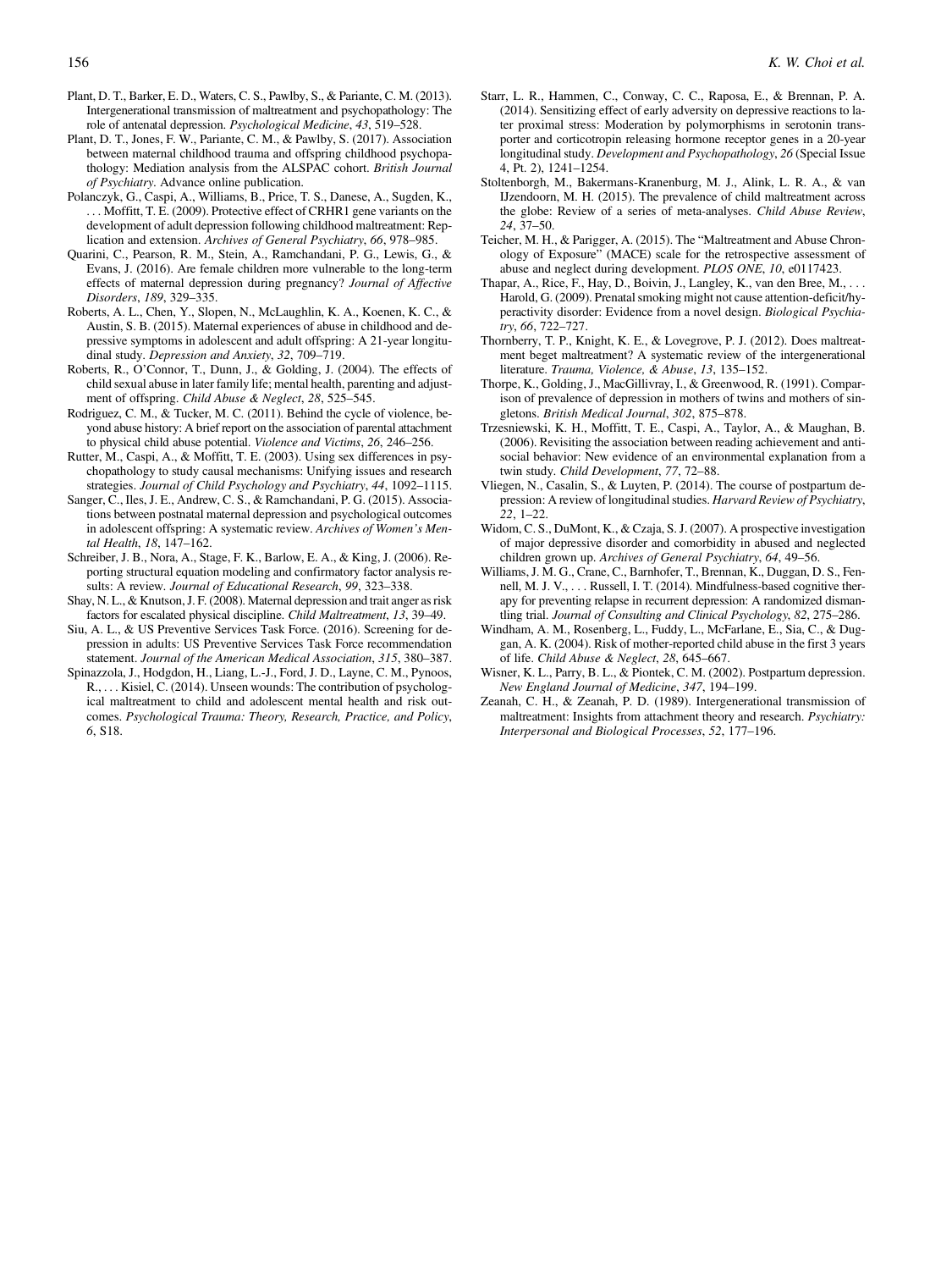Plant, D. T., Barker, E. D., Waters, C. S., Pawlby, S., & Pariante, C. M. (2013). Intergenerational transmission of maltreatment and psychopathology: The role of antenatal depression. *Psychological Medicine*, *43*, 519–528.

Plant, D. T., Jones, F. W., Pariante, C. M., & Pawlby, S. (2017). Association between maternal childhood trauma and offspring childhood psychopathology: Mediation analysis from the ALSPAC cohort. *British Journal of Psychiatry*. Advance online publication.

Polanczyk, G., Caspi, A., Williams, B., Price, T. S., Danese, A., Sugden, K., . . . Moffitt, T. E. (2009). Protective effect of CRHR1 gene variants on the development of adult depression following childhood maltreatment: Replication and extension. *Archives of General Psychiatry*, *66*, 978–985.

Quarini, C., Pearson, R. M., Stein, A., Ramchandani, P. G., Lewis, G., & Evans, J. (2016). Are female children more vulnerable to the long-term effects of maternal depression during pregnancy? *Journal of Affective Disorders*, *189*, 329–335.

Roberts, A. L., Chen, Y., Slopen, N., McLaughlin, K. A., Koenen, K. C., & Austin, S. B. (2015). Maternal experiences of abuse in childhood and depressive symptoms in adolescent and adult offspring: A 21-year longitudinal study. *Depression and Anxiety*, *32*, 709–719.

Roberts, R., O'Connor, T., Dunn, J., & Golding, J. (2004). The effects of child sexual abuse in later family life; mental health, parenting and adjustment of offspring. *Child Abuse & Neglect*, *28*, 525–545.

Rodriguez, C. M., & Tucker, M. C. (2011). Behind the cycle of violence, beyond abuse history: A brief report on the association of parental attachment to physical child abuse potential. *Violence and Victims*, *26*, 246–256.

Rutter, M., Caspi, A., & Moffitt, T. E. (2003). Using sex differences in psychopathology to study causal mechanisms: Unifying issues and research strategies. *Journal of Child Psychology and Psychiatry*, *44*, 1092–1115.

Sanger, C., Iles, J. E., Andrew, C. S., & Ramchandani, P. G. (2015). Associations between postnatal maternal depression and psychological outcomes in adolescent offspring: A systematic review. *Archives of Women's Mental Health*, *18*, 147–162.

Schreiber, J. B., Nora, A., Stage, F. K., Barlow, E. A., & King, J. (2006). Reporting structural equation modeling and confirmatory factor analysis results: A review. *Journal of Educational Research*, *99*, 323–338.

Shay, N. L., & Knutson, J. F. (2008). Maternal depression and trait anger as risk factors for escalated physical discipline. *Child Maltreatment*, *13*, 39–49.

Siu, A. L., & US Preventive Services Task Force. (2016). Screening for depression in adults: US Preventive Services Task Force recommendation statement. *Journal of the American Medical Association*, *315*, 380–387.

Spinazzola, J., Hodgdon, H., Liang, L.-J., Ford, J. D., Layne, C. M., Pynoos, R., . . . Kisiel, C. (2014). Unseen wounds: The contribution of psychological maltreatment to child and adolescent mental health and risk outcomes. *Psychological Trauma: Theory, Research, Practice, and Policy*, *6*, S18.

Starr, L. R., Hammen, C., Conway, C. C., Raposa, E., & Brennan, P. A. (2014). Sensitizing effect of early adversity on depressive reactions to later proximal stress: Moderation by polymorphisms in serotonin transporter and corticotropin releasing hormone receptor genes in a 20-year longitudinal study. *Development and Psychopathology*, *26* (Special Issue 4, Pt. 2), 1241–1254.

Stoltenborgh, M., Bakermans-Kranenburg, M. J., Alink, L. R. A., & van IJzendoorn, M. H. (2015). The prevalence of child maltreatment across the globe: Review of a series of meta-analyses. *Child Abuse Review*, *24*, 37–50.

Teicher, M. H., & Parigger, A. (2015). The "Maltreatment and Abuse Chronology of Exposure" (MACE) scale for the retrospective assessment of abuse and neglect during development. *PLOS ONE*, *10*, e0117423.

Thapar, A., Rice, F., Hay, D., Boivin, J., Langley, K., van den Bree, M., . . . Harold, G. (2009). Prenatal smoking might not cause attention-deficit/hyperactivity disorder: Evidence from a novel design. *Biological Psychiatry*, *66*, 722–727.

Thornberry, T. P., Knight, K. E., & Lovegrove, P. J. (2012). Does maltreatment beget maltreatment? A systematic review of the intergenerational literature. *Trauma, Violence, & Abuse*, *13*, 135–152.

Thorpe, K., Golding, J., MacGillivray, I., & Greenwood, R. (1991). Comparison of prevalence of depression in mothers of twins and mothers of singletons. *British Medical Journal*, *302*, 875–878.

Trzesniewski, K. H., Moffitt, T. E., Caspi, A., Taylor, A., & Maughan, B. (2006). Revisiting the association between reading achievement and antisocial behavior: New evidence of an environmental explanation from a twin study. *Child Development*, *77*, 72–88.

Vliegen, N., Casalin, S., & Luyten, P. (2014). The course of postpartum depression: A review of longitudinal studies. *Harvard Review of Psychiatry*, *22*, 1–22.

Widom, C. S., DuMont, K., & Czaja, S. J. (2007). A prospective investigation of major depressive disorder and comorbidity in abused and neglected children grown up. *Archives of General Psychiatry*, *64*, 49–56.

Williams, J. M. G., Crane, C., Barnhofer, T., Brennan, K., Duggan, D. S., Fennell, M. J. V., . . . Russell, I. T. (2014). Mindfulness-based cognitive therapy for preventing relapse in recurrent depression: A randomized dismantling trial. *Journal of Consulting and Clinical Psychology*, *82*, 275–286.

Windham, A. M., Rosenberg, L., Fuddy, L., McFarlane, E., Sia, C., & Duggan, A. K. (2004). Risk of mother-reported child abuse in the first 3 years of life. *Child Abuse & Neglect*, *28*, 645–667.

Wisner, K. L., Parry, B. L., & Piontek, C. M. (2002). Postpartum depression. *New England Journal of Medicine*, *347*, 194–199.

Zeanah, C. H., & Zeanah, P. D. (1989). Intergenerational transmission of maltreatment: Insights from attachment theory and research. *Psychiatry: Interpersonal and Biological Processes*, *52*, 177–196.